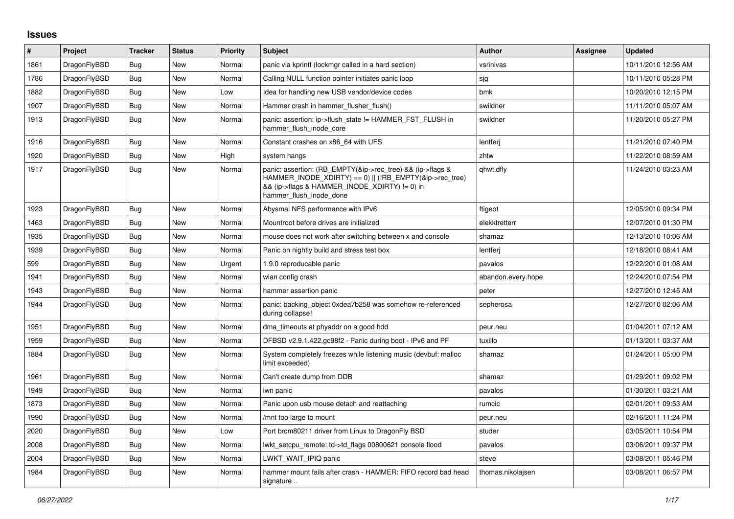## Issues

| # | Project | Tracker | Status | Priority | Subject | Author | Assignee | Updated |
|---|---|---|---|---|---|---|---|---|
| 1861 | DragonFlyBSD | Bug | New | Normal | panic via kprintf (lockmgr called in a hard section) | vsrinivas | | 10/11/2010 12:56 AM |
| 1786 | DragonFlyBSD | Bug | New | Normal | Calling NULL function pointer initiates panic loop | sjg | | 10/11/2010 05:28 PM |
| 1882 | DragonFlyBSD | Bug | New | Low | Idea for handling new USB vendor/device codes | bmk | | 10/20/2010 12:15 PM |
| 1907 | DragonFlyBSD | Bug | New | Normal | Hammer crash in hammer_flusher_flush() | swildner | | 11/11/2010 05:07 AM |
| 1913 | DragonFlyBSD | Bug | New | Normal | panic: assertion: ip->flush_state != HAMMER_FST_FLUSH in hammer_flush_inode_core | swildner | | 11/20/2010 05:27 PM |
| 1916 | DragonFlyBSD | Bug | New | Normal | Constant crashes on x86_64 with UFS | lentferj | | 11/21/2010 07:40 PM |
| 1920 | DragonFlyBSD | Bug | New | High | system hangs | zhtw | | 11/22/2010 08:59 AM |
| 1917 | DragonFlyBSD | Bug | New | Normal | panic: assertion: (RB_EMPTY(&ip->rec_tree) && (ip->flags & HAMMER_INODE_XDIRTY) == 0) \|\| (!RB_EMPTY(&ip->rec_tree) && (ip->flags & HAMMER_INODE_XDIRTY) != 0) in hammer_flush_inode_done | qhwt.dfly | | 11/24/2010 03:23 AM |
| 1923 | DragonFlyBSD | Bug | New | Normal | Abysmal NFS performance with IPv6 | ftigeot | | 12/05/2010 09:34 PM |
| 1463 | DragonFlyBSD | Bug | New | Normal | Mountroot before drives are initialized | elekktretterr | | 12/07/2010 01:30 PM |
| 1935 | DragonFlyBSD | Bug | New | Normal | mouse does not work after switching between x and console | shamaz | | 12/13/2010 10:06 AM |
| 1939 | DragonFlyBSD | Bug | New | Normal | Panic on nightly build and stress test box | lentferj | | 12/18/2010 08:41 AM |
| 599 | DragonFlyBSD | Bug | New | Urgent | 1.9.0 reproducable panic | pavalos | | 12/22/2010 01:08 AM |
| 1941 | DragonFlyBSD | Bug | New | Normal | wlan config crash | abandon.every.hope | | 12/24/2010 07:54 PM |
| 1943 | DragonFlyBSD | Bug | New | Normal | hammer assertion panic | peter | | 12/27/2010 12:45 AM |
| 1944 | DragonFlyBSD | Bug | New | Normal | panic: backing_object 0xdea7b258 was somehow re-referenced during collapse! | sepherosa | | 12/27/2010 02:06 AM |
| 1951 | DragonFlyBSD | Bug | New | Normal | dma_timeouts at phyaddr on a good hdd | peur.neu | | 01/04/2011 07:12 AM |
| 1959 | DragonFlyBSD | Bug | New | Normal | DFBSD v2.9.1.422.gc98f2 - Panic during boot - IPv6 and PF | tuxillo | | 01/13/2011 03:37 AM |
| 1884 | DragonFlyBSD | Bug | New | Normal | System completely freezes while listening music (devbuf: malloc limit exceeded) | shamaz | | 01/24/2011 05:00 PM |
| 1961 | DragonFlyBSD | Bug | New | Normal | Can't create dump from DDB | shamaz | | 01/29/2011 09:02 PM |
| 1949 | DragonFlyBSD | Bug | New | Normal | iwn panic | pavalos | | 01/30/2011 03:21 AM |
| 1873 | DragonFlyBSD | Bug | New | Normal | Panic upon usb mouse detach and reattaching | rumcic | | 02/01/2011 09:53 AM |
| 1990 | DragonFlyBSD | Bug | New | Normal | /mnt too large to mount | peur.neu | | 02/16/2011 11:24 PM |
| 2020 | DragonFlyBSD | Bug | New | Low | Port brcm80211 driver from Linux to DragonFly BSD | studer | | 03/05/2011 10:54 PM |
| 2008 | DragonFlyBSD | Bug | New | Normal | lwkt_setcpu_remote: td->td_flags 00800621 console flood | pavalos | | 03/06/2011 09:37 PM |
| 2004 | DragonFlyBSD | Bug | New | Normal | LWKT_WAIT_IPIQ panic | steve | | 03/08/2011 05:46 PM |
| 1984 | DragonFlyBSD | Bug | New | Normal | hammer mount fails after crash - HAMMER: FIFO record bad head signature .. | thomas.nikolajsen | | 03/08/2011 06:57 PM |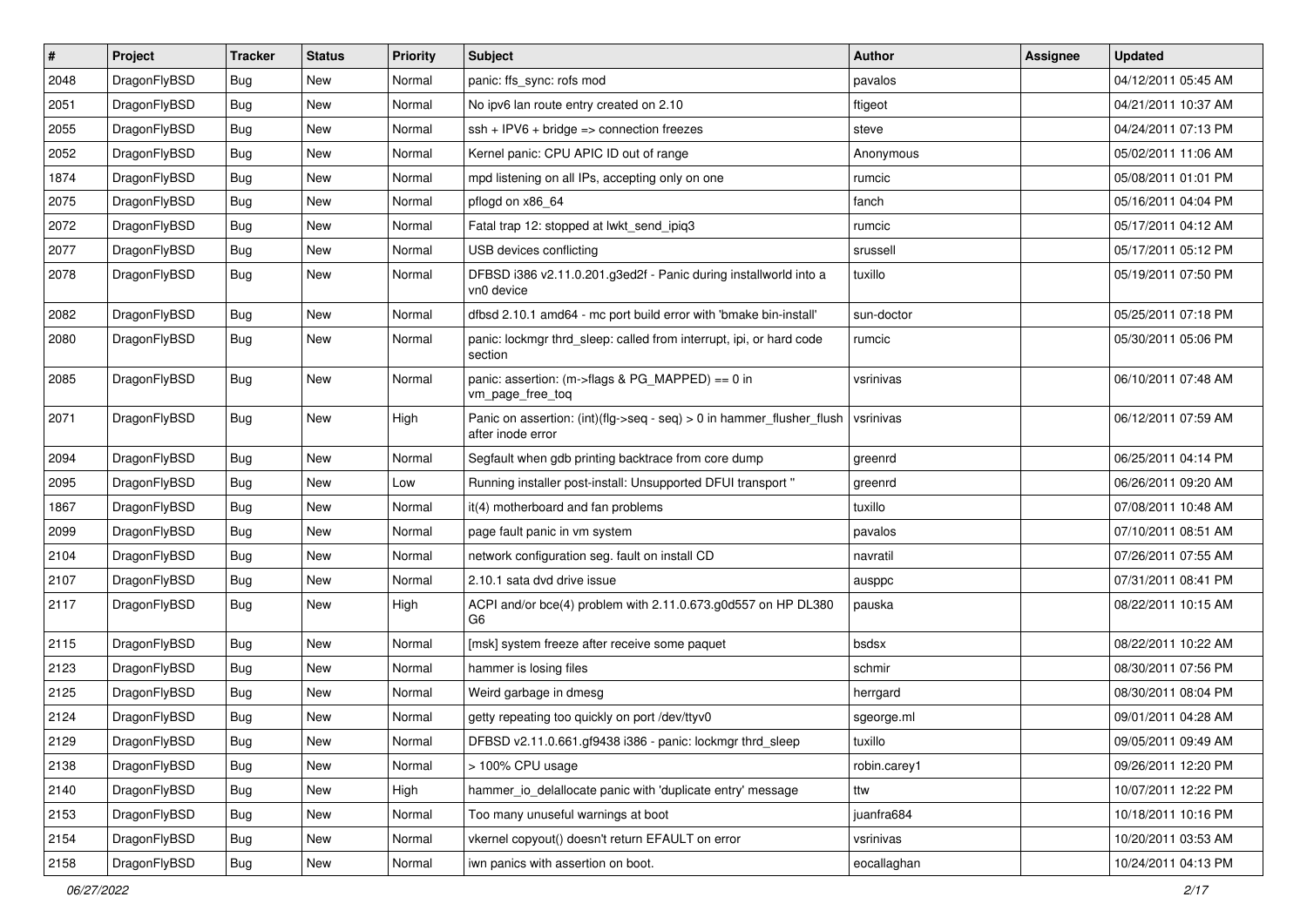| # | Project | Tracker | Status | Priority | Subject | Author | Assignee | Updated |
|---|---|---|---|---|---|---|---|---|
| 2048 | DragonFlyBSD | Bug | New | Normal | panic: ffs_sync: rofs mod | pavalos | | 04/12/2011 05:45 AM |
| 2051 | DragonFlyBSD | Bug | New | Normal | No ipv6 lan route entry created on 2.10 | ftigeot | | 04/21/2011 10:37 AM |
| 2055 | DragonFlyBSD | Bug | New | Normal | ssh + IPV6 + bridge => connection freezes | steve | | 04/24/2011 07:13 PM |
| 2052 | DragonFlyBSD | Bug | New | Normal | Kernel panic: CPU APIC ID out of range | Anonymous | | 05/02/2011 11:06 AM |
| 1874 | DragonFlyBSD | Bug | New | Normal | mpd listening on all IPs, accepting only on one | rumcic | | 05/08/2011 01:01 PM |
| 2075 | DragonFlyBSD | Bug | New | Normal | pflogd on x86_64 | fanch | | 05/16/2011 04:04 PM |
| 2072 | DragonFlyBSD | Bug | New | Normal | Fatal trap 12: stopped at lwkt_send_ipiq3 | rumcic | | 05/17/2011 04:12 AM |
| 2077 | DragonFlyBSD | Bug | New | Normal | USB devices conflicting | srussell | | 05/17/2011 05:12 PM |
| 2078 | DragonFlyBSD | Bug | New | Normal | DFBSD i386 v2.11.0.201.g3ed2f - Panic during installworld into a vn0 device | tuxillo | | 05/19/2011 07:50 PM |
| 2082 | DragonFlyBSD | Bug | New | Normal | dfbsd 2.10.1 amd64 - mc port build error with 'bmake bin-install' | sun-doctor | | 05/25/2011 07:18 PM |
| 2080 | DragonFlyBSD | Bug | New | Normal | panic: lockmgr thrd_sleep: called from interrupt, ipi, or hard code section | rumcic | | 05/30/2011 05:06 PM |
| 2085 | DragonFlyBSD | Bug | New | Normal | panic: assertion: (m->flags & PG_MAPPED) == 0 in vm_page_free_toq | vsrinivas | | 06/10/2011 07:48 AM |
| 2071 | DragonFlyBSD | Bug | New | High | Panic on assertion: (int)(flg->seq - seq) > 0 in hammer_flusher_flush after inode error | vsrinivas | | 06/12/2011 07:59 AM |
| 2094 | DragonFlyBSD | Bug | New | Normal | Segfault when gdb printing backtrace from core dump | greenrd | | 06/25/2011 04:14 PM |
| 2095 | DragonFlyBSD | Bug | New | Low | Running installer post-install: Unsupported DFUI transport " | greenrd | | 06/26/2011 09:20 AM |
| 1867 | DragonFlyBSD | Bug | New | Normal | it(4) motherboard and fan problems | tuxillo | | 07/08/2011 10:48 AM |
| 2099 | DragonFlyBSD | Bug | New | Normal | page fault panic in vm system | pavalos | | 07/10/2011 08:51 AM |
| 2104 | DragonFlyBSD | Bug | New | Normal | network configuration seg. fault on install CD | navratil | | 07/26/2011 07:55 AM |
| 2107 | DragonFlyBSD | Bug | New | Normal | 2.10.1 sata dvd drive issue | ausppc | | 07/31/2011 08:41 PM |
| 2117 | DragonFlyBSD | Bug | New | High | ACPI and/or bce(4) problem with 2.11.0.673.g0d557 on HP DL380 G6 | pauska | | 08/22/2011 10:15 AM |
| 2115 | DragonFlyBSD | Bug | New | Normal | [msk] system freeze after receive some paquet | bsdsx | | 08/22/2011 10:22 AM |
| 2123 | DragonFlyBSD | Bug | New | Normal | hammer is losing files | schmir | | 08/30/2011 07:56 PM |
| 2125 | DragonFlyBSD | Bug | New | Normal | Weird garbage in dmesg | herrgard | | 08/30/2011 08:04 PM |
| 2124 | DragonFlyBSD | Bug | New | Normal | getty repeating too quickly on port /dev/ttyv0 | sgeorge.ml | | 09/01/2011 04:28 AM |
| 2129 | DragonFlyBSD | Bug | New | Normal | DFBSD v2.11.0.661.gf9438 i386 - panic: lockmgr thrd_sleep | tuxillo | | 09/05/2011 09:49 AM |
| 2138 | DragonFlyBSD | Bug | New | Normal | > 100% CPU usage | robin.carey1 | | 09/26/2011 12:20 PM |
| 2140 | DragonFlyBSD | Bug | New | High | hammer_io_delallocate panic with 'duplicate entry' message | ttw | | 10/07/2011 12:22 PM |
| 2153 | DragonFlyBSD | Bug | New | Normal | Too many unuseful warnings at boot | juanfra684 | | 10/18/2011 10:16 PM |
| 2154 | DragonFlyBSD | Bug | New | Normal | vkernel copyout() doesn't return EFAULT on error | vsrinivas | | 10/20/2011 03:53 AM |
| 2158 | DragonFlyBSD | Bug | New | Normal | iwn panics with assertion on boot. | eocallaghan | | 10/24/2011 04:13 PM |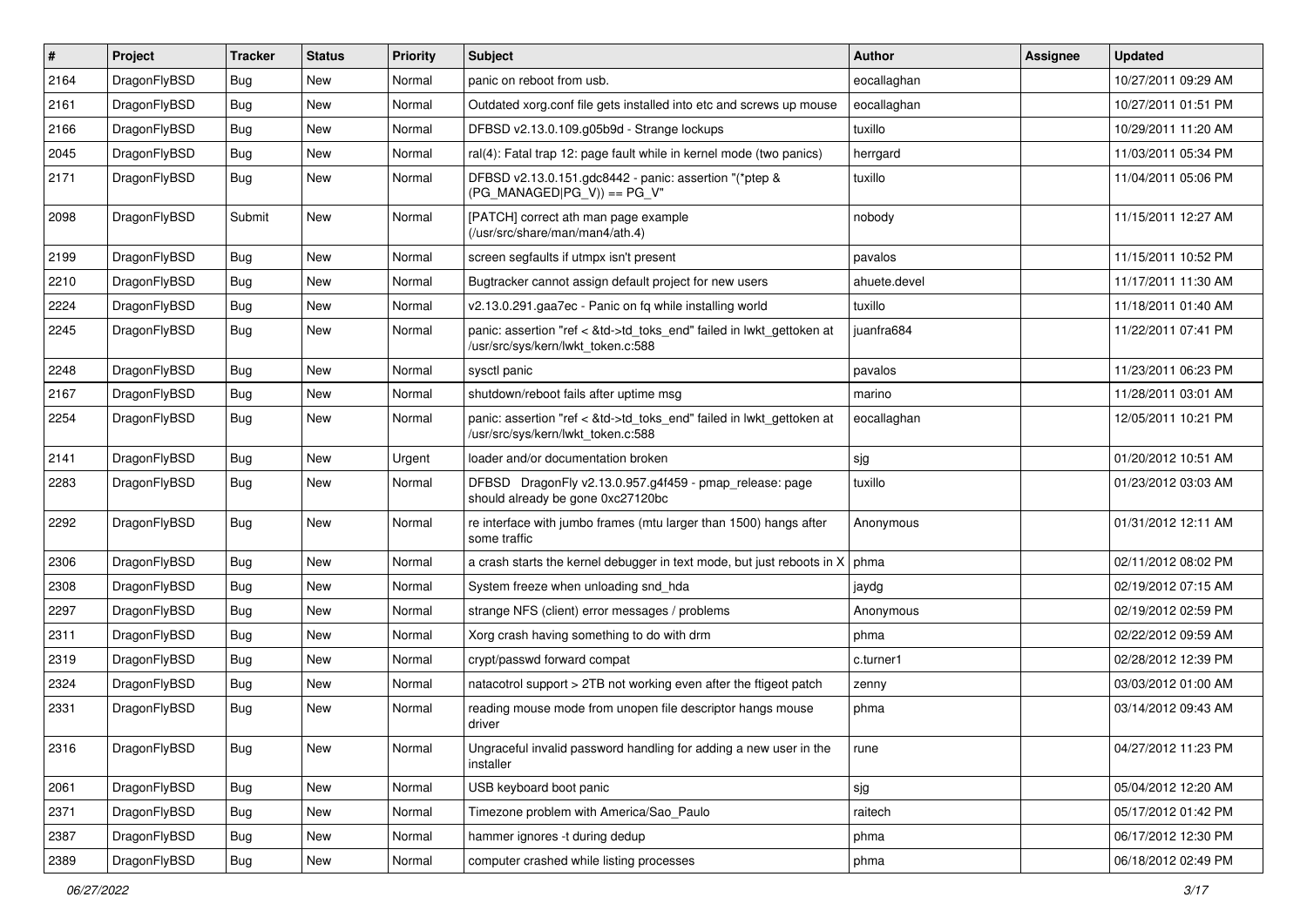| # | Project | Tracker | Status | Priority | Subject | Author | Assignee | Updated |
|---|---|---|---|---|---|---|---|---|
| 2164 | DragonFlyBSD | Bug | New | Normal | panic on reboot from usb. | eocallaghan | | 10/27/2011 09:29 AM |
| 2161 | DragonFlyBSD | Bug | New | Normal | Outdated xorg.conf file gets installed into etc and screws up mouse | eocallaghan | | 10/27/2011 01:51 PM |
| 2166 | DragonFlyBSD | Bug | New | Normal | DFBSD v2.13.0.109.g05b9d - Strange lockups | tuxillo | | 10/29/2011 11:20 AM |
| 2045 | DragonFlyBSD | Bug | New | Normal | ral(4): Fatal trap 12: page fault while in kernel mode (two panics) | herrgard | | 11/03/2011 05:34 PM |
| 2171 | DragonFlyBSD | Bug | New | Normal | DFBSD v2.13.0.151.gdc8442 - panic: assertion "(*ptep & (PG_MANAGED\|PG_V)) == PG_V" | tuxillo | | 11/04/2011 05:06 PM |
| 2098 | DragonFlyBSD | Submit | New | Normal | [PATCH] correct ath man page example (/usr/src/share/man/man4/ath.4) | nobody | | 11/15/2011 12:27 AM |
| 2199 | DragonFlyBSD | Bug | New | Normal | screen segfaults if utmpx isn't present | pavalos | | 11/15/2011 10:52 PM |
| 2210 | DragonFlyBSD | Bug | New | Normal | Bugtracker cannot assign default project for new users | ahuete.devel | | 11/17/2011 11:30 AM |
| 2224 | DragonFlyBSD | Bug | New | Normal | v2.13.0.291.gaa7ec - Panic on fq while installing world | tuxillo | | 11/18/2011 01:40 AM |
| 2245 | DragonFlyBSD | Bug | New | Normal | panic: assertion "ref < &td->td_toks_end" failed in lwkt_gettoken at /usr/src/sys/kern/lwkt_token.c:588 | juanfra684 | | 11/22/2011 07:41 PM |
| 2248 | DragonFlyBSD | Bug | New | Normal | sysctl panic | pavalos | | 11/23/2011 06:23 PM |
| 2167 | DragonFlyBSD | Bug | New | Normal | shutdown/reboot fails after uptime msg | marino | | 11/28/2011 03:01 AM |
| 2254 | DragonFlyBSD | Bug | New | Normal | panic: assertion "ref < &td->td_toks_end" failed in lwkt_gettoken at /usr/src/sys/kern/lwkt_token.c:588 | eocallaghan | | 12/05/2011 10:21 PM |
| 2141 | DragonFlyBSD | Bug | New | Urgent | loader and/or documentation broken | sjg | | 01/20/2012 10:51 AM |
| 2283 | DragonFlyBSD | Bug | New | Normal | DFBSD DragonFly v2.13.0.957.g4f459 - pmap_release: page should already be gone 0xc27120bc | tuxillo | | 01/23/2012 03:03 AM |
| 2292 | DragonFlyBSD | Bug | New | Normal | re interface with jumbo frames (mtu larger than 1500) hangs after some traffic | Anonymous | | 01/31/2012 12:11 AM |
| 2306 | DragonFlyBSD | Bug | New | Normal | a crash starts the kernel debugger in text mode, but just reboots in X | phma | | 02/11/2012 08:02 PM |
| 2308 | DragonFlyBSD | Bug | New | Normal | System freeze when unloading snd_hda | jaydg | | 02/19/2012 07:15 AM |
| 2297 | DragonFlyBSD | Bug | New | Normal | strange NFS (client) error messages / problems | Anonymous | | 02/19/2012 02:59 PM |
| 2311 | DragonFlyBSD | Bug | New | Normal | Xorg crash having something to do with drm | phma | | 02/22/2012 09:59 AM |
| 2319 | DragonFlyBSD | Bug | New | Normal | crypt/passwd forward compat | c.turner1 | | 02/28/2012 12:39 PM |
| 2324 | DragonFlyBSD | Bug | New | Normal | natacotrol support > 2TB not working even after the ftigeot patch | zenny | | 03/03/2012 01:00 AM |
| 2331 | DragonFlyBSD | Bug | New | Normal | reading mouse mode from unopen file descriptor hangs mouse driver | phma | | 03/14/2012 09:43 AM |
| 2316 | DragonFlyBSD | Bug | New | Normal | Ungraceful invalid password handling for adding a new user in the installer | rune | | 04/27/2012 11:23 PM |
| 2061 | DragonFlyBSD | Bug | New | Normal | USB keyboard boot panic | sjg | | 05/04/2012 12:20 AM |
| 2371 | DragonFlyBSD | Bug | New | Normal | Timezone problem with America/Sao_Paulo | raitech | | 05/17/2012 01:42 PM |
| 2387 | DragonFlyBSD | Bug | New | Normal | hammer ignores -t during dedup | phma | | 06/17/2012 12:30 PM |
| 2389 | DragonFlyBSD | Bug | New | Normal | computer crashed while listing processes | phma | | 06/18/2012 02:49 PM |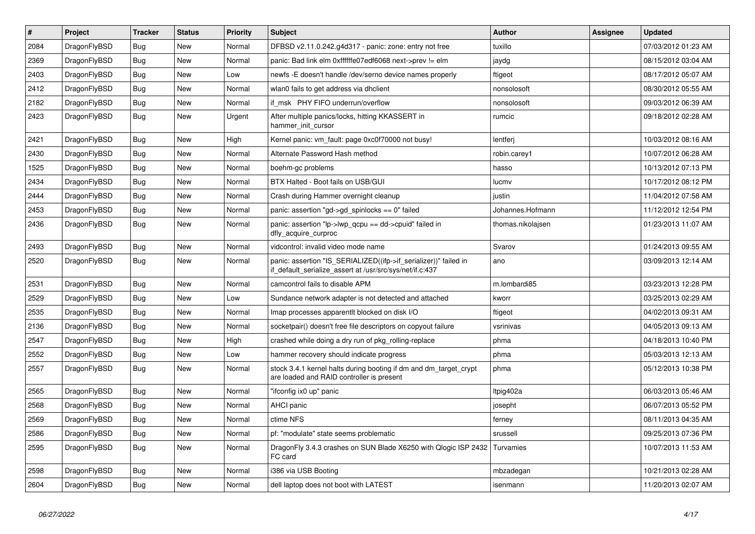| # | Project | Tracker | Status | Priority | Subject | Author | Assignee | Updated |
| --- | --- | --- | --- | --- | --- | --- | --- | --- |
| 2084 | DragonFlyBSD | Bug | New | Normal | DFBSD v2.11.0.242.g4d317 - panic: zone: entry not free | tuxillo | | 07/03/2012 01:23 AM |
| 2369 | DragonFlyBSD | Bug | New | Normal | panic: Bad link elm 0xffffffe07edf6068 next->prev != elm | jaydg | | 08/15/2012 03:04 AM |
| 2403 | DragonFlyBSD | Bug | New | Low | newfs -E doesn't handle /dev/serno device names properly | ftigeot | | 08/17/2012 05:07 AM |
| 2412 | DragonFlyBSD | Bug | New | Normal | wlan0 fails to get address via dhclient | nonsolosoft | | 08/30/2012 05:55 AM |
| 2182 | DragonFlyBSD | Bug | New | Normal | if_msk PHY FIFO underrun/overflow | nonsolosoft | | 09/03/2012 06:39 AM |
| 2423 | DragonFlyBSD | Bug | New | Urgent | After multiple panics/locks, hitting KKASSERT in hammer_init_cursor | rumcic | | 09/18/2012 02:28 AM |
| 2421 | DragonFlyBSD | Bug | New | High | Kernel panic: vm_fault: page 0xc0f70000 not busy! | lentferj | | 10/03/2012 08:16 AM |
| 2430 | DragonFlyBSD | Bug | New | Normal | Alternate Password Hash method | robin.carey1 | | 10/07/2012 06:28 AM |
| 1525 | DragonFlyBSD | Bug | New | Normal | boehm-gc problems | hasso | | 10/13/2012 07:13 PM |
| 2434 | DragonFlyBSD | Bug | New | Normal | BTX Halted - Boot fails on USB/GUI | lucmv | | 10/17/2012 08:12 PM |
| 2444 | DragonFlyBSD | Bug | New | Normal | Crash during Hammer overnight cleanup | justin | | 11/04/2012 07:58 AM |
| 2453 | DragonFlyBSD | Bug | New | Normal | panic: assertion "gd->gd_spinlocks == 0" failed | Johannes.Hofmann | | 11/12/2012 12:54 PM |
| 2436 | DragonFlyBSD | Bug | New | Normal | panic: assertion "lp->lwp_qcpu == dd->cpuid" failed in dfly_acquire_curproc | thomas.nikolajsen | | 01/23/2013 11:07 AM |
| 2493 | DragonFlyBSD | Bug | New | Normal | vidcontrol: invalid video mode name | Svarov | | 01/24/2013 09:55 AM |
| 2520 | DragonFlyBSD | Bug | New | Normal | panic: assertion "IS_SERIALIZED((ifp->if_serializer))" failed in if_default_serialize_assert at /usr/src/sys/net/if.c:437 | ano | | 03/09/2013 12:14 AM |
| 2531 | DragonFlyBSD | Bug | New | Normal | camcontrol fails to disable APM | m.lombardi85 | | 03/23/2013 12:28 PM |
| 2529 | DragonFlyBSD | Bug | New | Low | Sundance network adapter is not detected and attached | kworr | | 03/25/2013 02:29 AM |
| 2535 | DragonFlyBSD | Bug | New | Normal | Imap processes apparentlt blocked on disk I/O | ftigeot | | 04/02/2013 09:31 AM |
| 2136 | DragonFlyBSD | Bug | New | Normal | socketpair() doesn't free file descriptors on copyout failure | vsrinivas | | 04/05/2013 09:13 AM |
| 2547 | DragonFlyBSD | Bug | New | High | crashed while doing a dry run of pkg_rolling-replace | phma | | 04/18/2013 10:40 PM |
| 2552 | DragonFlyBSD | Bug | New | Low | hammer recovery should indicate progress | phma | | 05/03/2013 12:13 AM |
| 2557 | DragonFlyBSD | Bug | New | Normal | stock 3.4.1 kernel halts during booting if dm and dm_target_crypt are loaded and RAID controller is present | phma | | 05/12/2013 10:38 PM |
| 2565 | DragonFlyBSD | Bug | New | Normal | "ifconfig ix0 up" panic | ltpig402a | | 06/03/2013 05:46 AM |
| 2568 | DragonFlyBSD | Bug | New | Normal | AHCI panic | josepht | | 06/07/2013 05:52 PM |
| 2569 | DragonFlyBSD | Bug | New | Normal | ctime NFS | ferney | | 08/11/2013 04:35 AM |
| 2586 | DragonFlyBSD | Bug | New | Normal | pf: "modulate" state seems problematic | srussell | | 09/25/2013 07:36 PM |
| 2595 | DragonFlyBSD | Bug | New | Normal | DragonFly 3.4.3 crashes on SUN Blade X6250 with Qlogic ISP 2432 FC card | Turvamies | | 10/07/2013 11:53 AM |
| 2598 | DragonFlyBSD | Bug | New | Normal | i386 via USB Booting | mbzadegan | | 10/21/2013 02:28 AM |
| 2604 | DragonFlyBSD | Bug | New | Normal | dell laptop does not boot with LATEST | isenmann | | 11/20/2013 02:07 AM |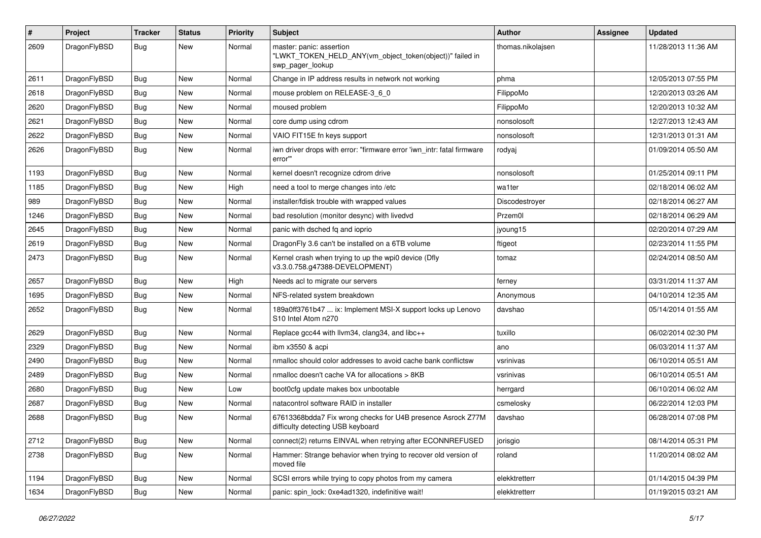| # | Project | Tracker | Status | Priority | Subject | Author | Assignee | Updated |
|---|---|---|---|---|---|---|---|---|
| 2609 | DragonFlyBSD | Bug | New | Normal | master: panic: assertion "LWKT_TOKEN_HELD_ANY(vm_object_token(object))" failed in swp_pager_lookup | thomas.nikolajsen | | 11/28/2013 11:36 AM |
| 2611 | DragonFlyBSD | Bug | New | Normal | Change in IP address results in network not working | phma | | 12/05/2013 07:55 PM |
| 2618 | DragonFlyBSD | Bug | New | Normal | mouse problem on RELEASE-3_6_0 | FilippoMo | | 12/20/2013 03:26 AM |
| 2620 | DragonFlyBSD | Bug | New | Normal | moused problem | FilippoMo | | 12/20/2013 10:32 AM |
| 2621 | DragonFlyBSD | Bug | New | Normal | core dump using cdrom | nonsolosoft | | 12/27/2013 12:43 AM |
| 2622 | DragonFlyBSD | Bug | New | Normal | VAIO FIT15E fn keys support | nonsolosoft | | 12/31/2013 01:31 AM |
| 2626 | DragonFlyBSD | Bug | New | Normal | iwn driver drops with error: "firmware error 'iwn_intr: fatal firmware error'" | rodyaj | | 01/09/2014 05:50 AM |
| 1193 | DragonFlyBSD | Bug | New | Normal | kernel doesn't recognize cdrom drive | nonsolosoft | | 01/25/2014 09:11 PM |
| 1185 | DragonFlyBSD | Bug | New | High | need a tool to merge changes into /etc | wa1ter | | 02/18/2014 06:02 AM |
| 989 | DragonFlyBSD | Bug | New | Normal | installer/fdisk trouble with wrapped values | Discodestroyer | | 02/18/2014 06:27 AM |
| 1246 | DragonFlyBSD | Bug | New | Normal | bad resolution (monitor desync) with livedvd | Przem0l | | 02/18/2014 06:29 AM |
| 2645 | DragonFlyBSD | Bug | New | Normal | panic with dsched fq and ioprio | jyoung15 | | 02/20/2014 07:29 AM |
| 2619 | DragonFlyBSD | Bug | New | Normal | DragonFly 3.6 can't be installed on a 6TB volume | ftigeot | | 02/23/2014 11:55 PM |
| 2473 | DragonFlyBSD | Bug | New | Normal | Kernel crash when trying to up the wpi0 device (Dfly v3.3.0.758.g47388-DEVELOPMENT) | tomaz | | 02/24/2014 08:50 AM |
| 2657 | DragonFlyBSD | Bug | New | High | Needs acl to migrate our servers | ferney | | 03/31/2014 11:37 AM |
| 1695 | DragonFlyBSD | Bug | New | Normal | NFS-related system breakdown | Anonymous | | 04/10/2014 12:35 AM |
| 2652 | DragonFlyBSD | Bug | New | Normal | 189a0ff3761b47 ... ix: Implement MSI-X support locks up Lenovo S10 Intel Atom n270 | davshao | | 05/14/2014 01:55 AM |
| 2629 | DragonFlyBSD | Bug | New | Normal | Replace gcc44 with llvm34, clang34, and libc++ | tuxillo | | 06/02/2014 02:30 PM |
| 2329 | DragonFlyBSD | Bug | New | Normal | ibm x3550 & acpi | ano | | 06/03/2014 11:37 AM |
| 2490 | DragonFlyBSD | Bug | New | Normal | nmalloc should color addresses to avoid cache bank conflictsw | vsrinivas | | 06/10/2014 05:51 AM |
| 2489 | DragonFlyBSD | Bug | New | Normal | nmalloc doesn't cache VA for allocations > 8KB | vsrinivas | | 06/10/2014 05:51 AM |
| 2680 | DragonFlyBSD | Bug | New | Low | boot0cfg update makes box unbootable | herrgard | | 06/10/2014 06:02 AM |
| 2687 | DragonFlyBSD | Bug | New | Normal | natacontrol software RAID in installer | csmelosky | | 06/22/2014 12:03 PM |
| 2688 | DragonFlyBSD | Bug | New | Normal | 67613368bdda7 Fix wrong checks for U4B presence Asrock Z77M difficulty detecting USB keyboard | davshao | | 06/28/2014 07:08 PM |
| 2712 | DragonFlyBSD | Bug | New | Normal | connect(2) returns EINVAL when retrying after ECONNREFUSED | jorisgio | | 08/14/2014 05:31 PM |
| 2738 | DragonFlyBSD | Bug | New | Normal | Hammer: Strange behavior when trying to recover old version of moved file | roland | | 11/20/2014 08:02 AM |
| 1194 | DragonFlyBSD | Bug | New | Normal | SCSI errors while trying to copy photos from my camera | elekktretterr | | 01/14/2015 04:39 PM |
| 1634 | DragonFlyBSD | Bug | New | Normal | panic: spin_lock: 0xe4ad1320, indefinitive wait! | elekktretterr | | 01/19/2015 03:21 AM |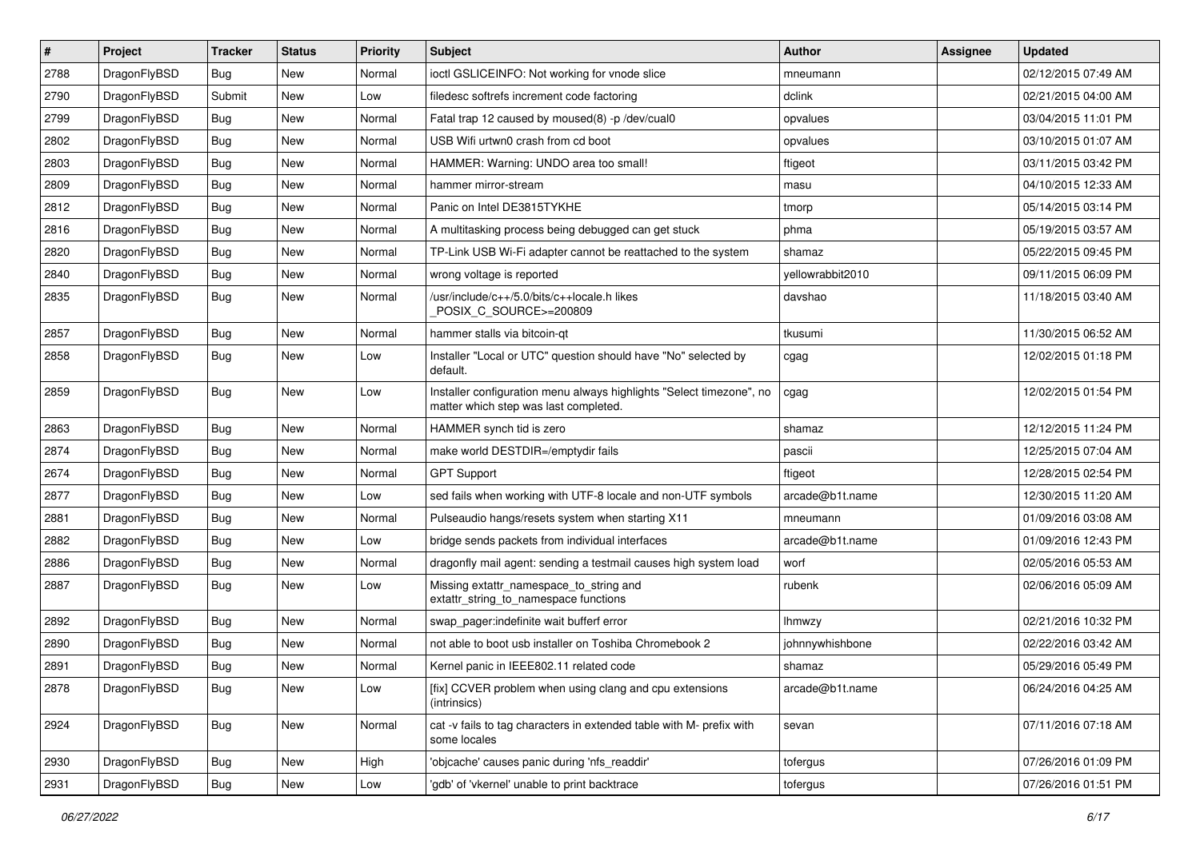| # | Project | Tracker | Status | Priority | Subject | Author | Assignee | Updated |
|---|---|---|---|---|---|---|---|---|
| 2788 | DragonFlyBSD | Bug | New | Normal | ioctl GSLICEINFO: Not working for vnode slice | mneumann | | 02/12/2015 07:49 AM |
| 2790 | DragonFlyBSD | Submit | New | Low | filedesc softrefs increment code factoring | dclink | | 02/21/2015 04:00 AM |
| 2799 | DragonFlyBSD | Bug | New | Normal | Fatal trap 12 caused by moused(8) -p /dev/cual0 | opvalues | | 03/04/2015 11:01 PM |
| 2802 | DragonFlyBSD | Bug | New | Normal | USB Wifi urtwn0 crash from cd boot | opvalues | | 03/10/2015 01:07 AM |
| 2803 | DragonFlyBSD | Bug | New | Normal | HAMMER: Warning: UNDO area too small! | ftigeot | | 03/11/2015 03:42 PM |
| 2809 | DragonFlyBSD | Bug | New | Normal | hammer mirror-stream | masu | | 04/10/2015 12:33 AM |
| 2812 | DragonFlyBSD | Bug | New | Normal | Panic on Intel DE3815TYKHE | tmorp | | 05/14/2015 03:14 PM |
| 2816 | DragonFlyBSD | Bug | New | Normal | A multitasking process being debugged can get stuck | phma | | 05/19/2015 03:57 AM |
| 2820 | DragonFlyBSD | Bug | New | Normal | TP-Link USB Wi-Fi adapter cannot be reattached to the system | shamaz | | 05/22/2015 09:45 PM |
| 2840 | DragonFlyBSD | Bug | New | Normal | wrong voltage is reported | yellowrabbit2010 | | 09/11/2015 06:09 PM |
| 2835 | DragonFlyBSD | Bug | New | Normal | /usr/include/c++/5.0/bits/c++locale.h likes _POSIX_C_SOURCE>=200809 | davshao | | 11/18/2015 03:40 AM |
| 2857 | DragonFlyBSD | Bug | New | Normal | hammer stalls via bitcoin-qt | tkusumi | | 11/30/2015 06:52 AM |
| 2858 | DragonFlyBSD | Bug | New | Low | Installer "Local or UTC" question should have "No" selected by default. | cgag | | 12/02/2015 01:18 PM |
| 2859 | DragonFlyBSD | Bug | New | Low | Installer configuration menu always highlights "Select timezone", no matter which step was last completed. | cgag | | 12/02/2015 01:54 PM |
| 2863 | DragonFlyBSD | Bug | New | Normal | HAMMER synch tid is zero | shamaz | | 12/12/2015 11:24 PM |
| 2874 | DragonFlyBSD | Bug | New | Normal | make world DESTDIR=/emptydir fails | pascii | | 12/25/2015 07:04 AM |
| 2674 | DragonFlyBSD | Bug | New | Normal | GPT Support | ftigeot | | 12/28/2015 02:54 PM |
| 2877 | DragonFlyBSD | Bug | New | Low | sed fails when working with UTF-8 locale and non-UTF symbols | arcade@b1t.name | | 12/30/2015 11:20 AM |
| 2881 | DragonFlyBSD | Bug | New | Normal | Pulseaudio hangs/resets system when starting X11 | mneumann | | 01/09/2016 03:08 AM |
| 2882 | DragonFlyBSD | Bug | New | Low | bridge sends packets from individual interfaces | arcade@b1t.name | | 01/09/2016 12:43 PM |
| 2886 | DragonFlyBSD | Bug | New | Normal | dragonfly mail agent: sending a testmail causes high system load | worf | | 02/05/2016 05:53 AM |
| 2887 | DragonFlyBSD | Bug | New | Low | Missing extattr_namespace_to_string and extattr_string_to_namespace functions | rubenk | | 02/06/2016 05:09 AM |
| 2892 | DragonFlyBSD | Bug | New | Normal | swap_pager:indefinite wait bufferf error | lhmwzy | | 02/21/2016 10:32 PM |
| 2890 | DragonFlyBSD | Bug | New | Normal | not able to boot usb installer on Toshiba Chromebook 2 | johnnywhishbone | | 02/22/2016 03:42 AM |
| 2891 | DragonFlyBSD | Bug | New | Normal | Kernel panic in IEEE802.11 related code | shamaz | | 05/29/2016 05:49 PM |
| 2878 | DragonFlyBSD | Bug | New | Low | [fix] CCVER problem when using clang and cpu extensions (intrinsics) | arcade@b1t.name | | 06/24/2016 04:25 AM |
| 2924 | DragonFlyBSD | Bug | New | Normal | cat -v fails to tag characters in extended table with M- prefix with some locales | sevan | | 07/11/2016 07:18 AM |
| 2930 | DragonFlyBSD | Bug | New | High | 'objcache' causes panic during 'nfs_readdir' | tofergus | | 07/26/2016 01:09 PM |
| 2931 | DragonFlyBSD | Bug | New | Low | 'gdb' of 'vkernel' unable to print backtrace | tofergus | | 07/26/2016 01:51 PM |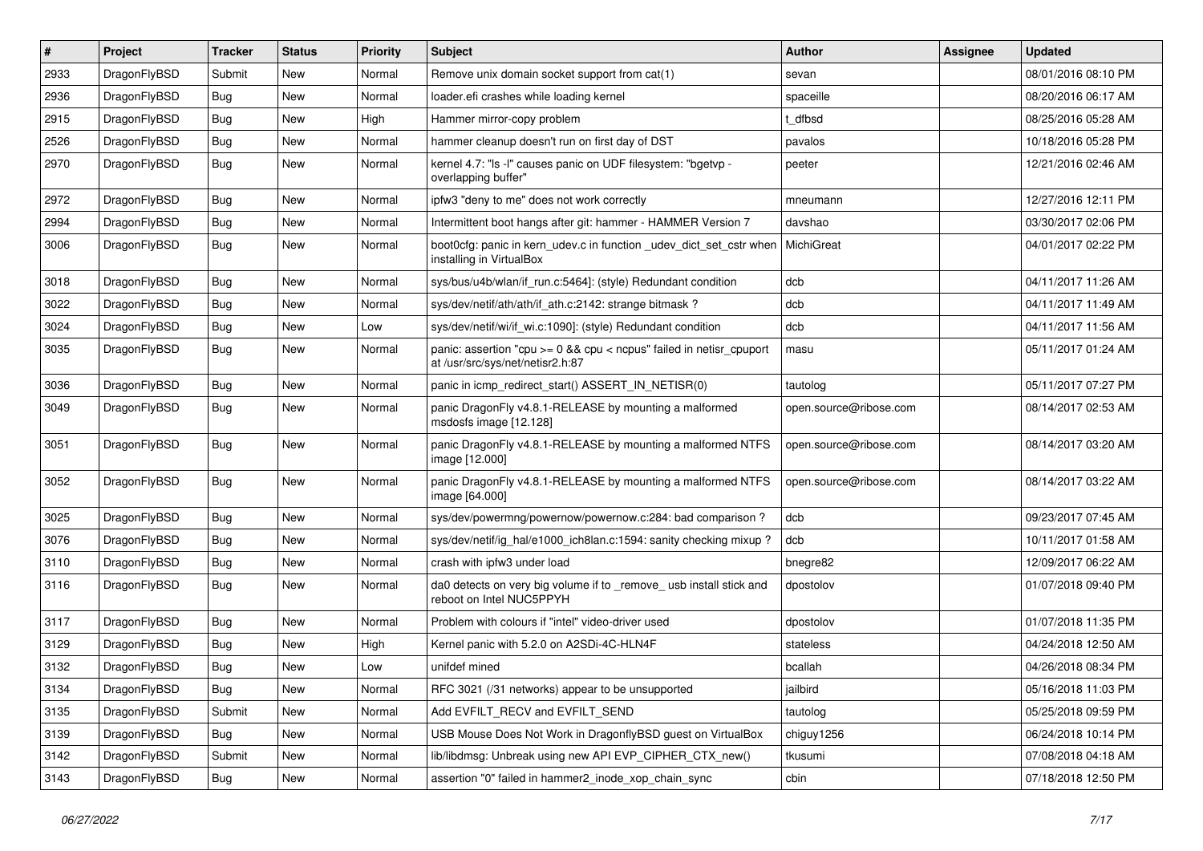| # | Project | Tracker | Status | Priority | Subject | Author | Assignee | Updated |
|---|---|---|---|---|---|---|---|---|
| 2933 | DragonFlyBSD | Submit | New | Normal | Remove unix domain socket support from cat(1) | sevan | | 08/01/2016 08:10 PM |
| 2936 | DragonFlyBSD | Bug | New | Normal | loader.efi crashes while loading kernel | spaceille | | 08/20/2016 06:17 AM |
| 2915 | DragonFlyBSD | Bug | New | High | Hammer mirror-copy problem | t_dfbsd | | 08/25/2016 05:28 AM |
| 2526 | DragonFlyBSD | Bug | New | Normal | hammer cleanup doesn't run on first day of DST | pavalos | | 10/18/2016 05:28 PM |
| 2970 | DragonFlyBSD | Bug | New | Normal | kernel 4.7: "ls -l" causes panic on UDF filesystem: "bgetvp - overlapping buffer" | peeter | | 12/21/2016 02:46 AM |
| 2972 | DragonFlyBSD | Bug | New | Normal | ipfw3 "deny to me" does not work correctly | mneumann | | 12/27/2016 12:11 PM |
| 2994 | DragonFlyBSD | Bug | New | Normal | Intermittent boot hangs after git: hammer - HAMMER Version 7 | davshao | | 03/30/2017 02:06 PM |
| 3006 | DragonFlyBSD | Bug | New | Normal | boot0cfg: panic in kern_udev.c in function _udev_dict_set_cstr when installing in VirtualBox | MichiGreat | | 04/01/2017 02:22 PM |
| 3018 | DragonFlyBSD | Bug | New | Normal | sys/bus/u4b/wlan/if_run.c:5464]: (style) Redundant condition | dcb | | 04/11/2017 11:26 AM |
| 3022 | DragonFlyBSD | Bug | New | Normal | sys/dev/netif/ath/ath/if_ath.c:2142: strange bitmask ? | dcb | | 04/11/2017 11:49 AM |
| 3024 | DragonFlyBSD | Bug | New | Low | sys/dev/netif/wi/if_wi.c:1090]: (style) Redundant condition | dcb | | 04/11/2017 11:56 AM |
| 3035 | DragonFlyBSD | Bug | New | Normal | panic: assertion "cpu >= 0 && cpu < ncpus" failed in netisr_cpuport at /usr/src/sys/net/netisr2.h:87 | masu | | 05/11/2017 01:24 AM |
| 3036 | DragonFlyBSD | Bug | New | Normal | panic in icmp_redirect_start() ASSERT_IN_NETISR(0) | tautolog | | 05/11/2017 07:27 PM |
| 3049 | DragonFlyBSD | Bug | New | Normal | panic DragonFly v4.8.1-RELEASE by mounting a malformed msdosfs image [12.128] | open.source@ribose.com | | 08/14/2017 02:53 AM |
| 3051 | DragonFlyBSD | Bug | New | Normal | panic DragonFly v4.8.1-RELEASE by mounting a malformed NTFS image [12.000] | open.source@ribose.com | | 08/14/2017 03:20 AM |
| 3052 | DragonFlyBSD | Bug | New | Normal | panic DragonFly v4.8.1-RELEASE by mounting a malformed NTFS image [64.000] | open.source@ribose.com | | 08/14/2017 03:22 AM |
| 3025 | DragonFlyBSD | Bug | New | Normal | sys/dev/powermng/powernow/powernow.c:284: bad comparison ? | dcb | | 09/23/2017 07:45 AM |
| 3076 | DragonFlyBSD | Bug | New | Normal | sys/dev/netif/ig_hal/e1000_ich8lan.c:1594: sanity checking mixup ? | dcb | | 10/11/2017 01:58 AM |
| 3110 | DragonFlyBSD | Bug | New | Normal | crash with ipfw3 under load | bnegre82 | | 12/09/2017 06:22 AM |
| 3116 | DragonFlyBSD | Bug | New | Normal | da0 detects on very big volume if to _remove_ usb install stick and reboot on Intel NUC5PPYH | dpostolov | | 01/07/2018 09:40 PM |
| 3117 | DragonFlyBSD | Bug | New | Normal | Problem with colours if "intel" video-driver used | dpostolov | | 01/07/2018 11:35 PM |
| 3129 | DragonFlyBSD | Bug | New | High | Kernel panic with 5.2.0 on A2SDi-4C-HLN4F | stateless | | 04/24/2018 12:50 AM |
| 3132 | DragonFlyBSD | Bug | New | Low | unifdef mined | bcallah | | 04/26/2018 08:34 PM |
| 3134 | DragonFlyBSD | Bug | New | Normal | RFC 3021 (/31 networks) appear to be unsupported | jailbird | | 05/16/2018 11:03 PM |
| 3135 | DragonFlyBSD | Submit | New | Normal | Add EVFILT_RECV and EVFILT_SEND | tautolog | | 05/25/2018 09:59 PM |
| 3139 | DragonFlyBSD | Bug | New | Normal | USB Mouse Does Not Work in DragonflyBSD guest on VirtualBox | chiguy1256 | | 06/24/2018 10:14 PM |
| 3142 | DragonFlyBSD | Submit | New | Normal | lib/libdmsg: Unbreak using new API EVP_CIPHER_CTX_new() | tkusumi | | 07/08/2018 04:18 AM |
| 3143 | DragonFlyBSD | Bug | New | Normal | assertion "0" failed in hammer2_inode_xop_chain_sync | cbin | | 07/18/2018 12:50 PM |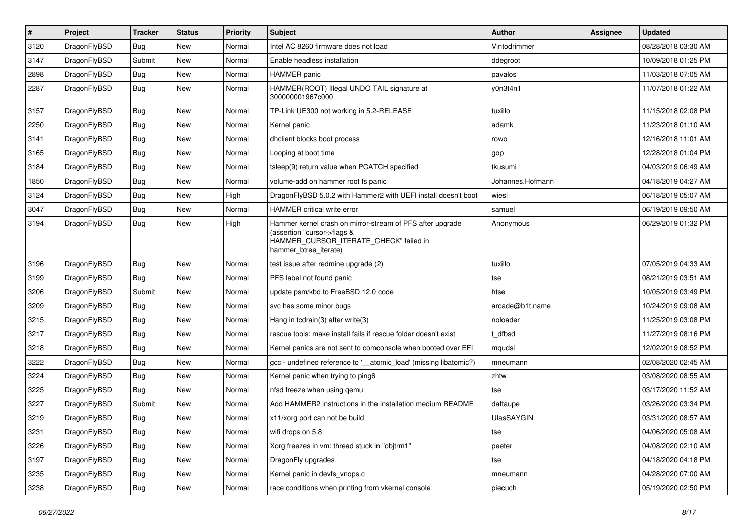| # | Project | Tracker | Status | Priority | Subject | Author | Assignee | Updated |
|---|---|---|---|---|---|---|---|---|
| 3120 | DragonFlyBSD | Bug | New | Normal | Intel AC 8260 firmware does not load | Vintodrimmer | | 08/28/2018 03:30 AM |
| 3147 | DragonFlyBSD | Submit | New | Normal | Enable headless installation | ddegroot | | 10/09/2018 01:25 PM |
| 2898 | DragonFlyBSD | Bug | New | Normal | HAMMER panic | pavalos | | 11/03/2018 07:05 AM |
| 2287 | DragonFlyBSD | Bug | New | Normal | HAMMER(ROOT) Illegal UNDO TAIL signature at 300000001967c000 | y0n3t4n1 | | 11/07/2018 01:22 AM |
| 3157 | DragonFlyBSD | Bug | New | Normal | TP-Link UE300 not working in 5.2-RELEASE | tuxillo | | 11/15/2018 02:08 PM |
| 2250 | DragonFlyBSD | Bug | New | Normal | Kernel panic | adamk | | 11/23/2018 01:10 AM |
| 3141 | DragonFlyBSD | Bug | New | Normal | dhclient blocks boot process | rowo | | 12/16/2018 11:01 AM |
| 3165 | DragonFlyBSD | Bug | New | Normal | Looping at boot time | gop | | 12/28/2018 01:04 PM |
| 3184 | DragonFlyBSD | Bug | New | Normal | tsleep(9) return value when PCATCH specified | tkusumi | | 04/03/2019 06:49 AM |
| 1850 | DragonFlyBSD | Bug | New | Normal | volume-add on hammer root fs panic | Johannes.Hofmann | | 04/18/2019 04:27 AM |
| 3124 | DragonFlyBSD | Bug | New | High | DragonFlyBSD 5.0.2 with Hammer2 with UEFI install doesn't boot | wiesl | | 06/18/2019 05:07 AM |
| 3047 | DragonFlyBSD | Bug | New | Normal | HAMMER critical write error | samuel | | 06/19/2019 09:50 AM |
| 3194 | DragonFlyBSD | Bug | New | High | Hammer kernel crash on mirror-stream of PFS after upgrade (assertion "cursor->flags & HAMMER_CURSOR_ITERATE_CHECK" failed in hammer_btree_iterate) | Anonymous | | 06/29/2019 01:32 PM |
| 3196 | DragonFlyBSD | Bug | New | Normal | test issue after redmine upgrade (2) | tuxillo | | 07/05/2019 04:33 AM |
| 3199 | DragonFlyBSD | Bug | New | Normal | PFS label not found panic | tse | | 08/21/2019 03:51 AM |
| 3206 | DragonFlyBSD | Submit | New | Normal | update psm/kbd to FreeBSD 12.0 code | htse | | 10/05/2019 03:49 PM |
| 3209 | DragonFlyBSD | Bug | New | Normal | svc has some minor bugs | arcade@b1t.name | | 10/24/2019 09:08 AM |
| 3215 | DragonFlyBSD | Bug | New | Normal | Hang in tcdrain(3) after write(3) | noloader | | 11/25/2019 03:08 PM |
| 3217 | DragonFlyBSD | Bug | New | Normal | rescue tools: make install fails if rescue folder doesn't exist | t_dfbsd | | 11/27/2019 08:16 PM |
| 3218 | DragonFlyBSD | Bug | New | Normal | Kernel panics are not sent to comconsole when booted over EFI | mqudsi | | 12/02/2019 08:52 PM |
| 3222 | DragonFlyBSD | Bug | New | Normal | gcc - undefined reference to '__atomic_load' (missing libatomic?) | mneumann | | 02/08/2020 02:45 AM |
| 3224 | DragonFlyBSD | Bug | New | Normal | Kernel panic when trying to ping6 | zhtw | | 03/08/2020 08:55 AM |
| 3225 | DragonFlyBSD | Bug | New | Normal | nfsd freeze when using qemu | tse | | 03/17/2020 11:52 AM |
| 3227 | DragonFlyBSD | Submit | New | Normal | Add HAMMER2 instructions in the installation medium README | daftaupe | | 03/26/2020 03:34 PM |
| 3219 | DragonFlyBSD | Bug | New | Normal | x11/xorg port can not be build | UlasSAYGIN | | 03/31/2020 08:57 AM |
| 3231 | DragonFlyBSD | Bug | New | Normal | wifi drops on 5.8 | tse | | 04/06/2020 05:08 AM |
| 3226 | DragonFlyBSD | Bug | New | Normal | Xorg freezes in vm: thread stuck in "objtrm1" | peeter | | 04/08/2020 02:10 AM |
| 3197 | DragonFlyBSD | Bug | New | Normal | DragonFly upgrades | tse | | 04/18/2020 04:18 PM |
| 3235 | DragonFlyBSD | Bug | New | Normal | Kernel panic in devfs_vnops.c | mneumann | | 04/28/2020 07:00 AM |
| 3238 | DragonFlyBSD | Bug | New | Normal | race conditions when printing from vkernel console | piecuch | | 05/19/2020 02:50 PM |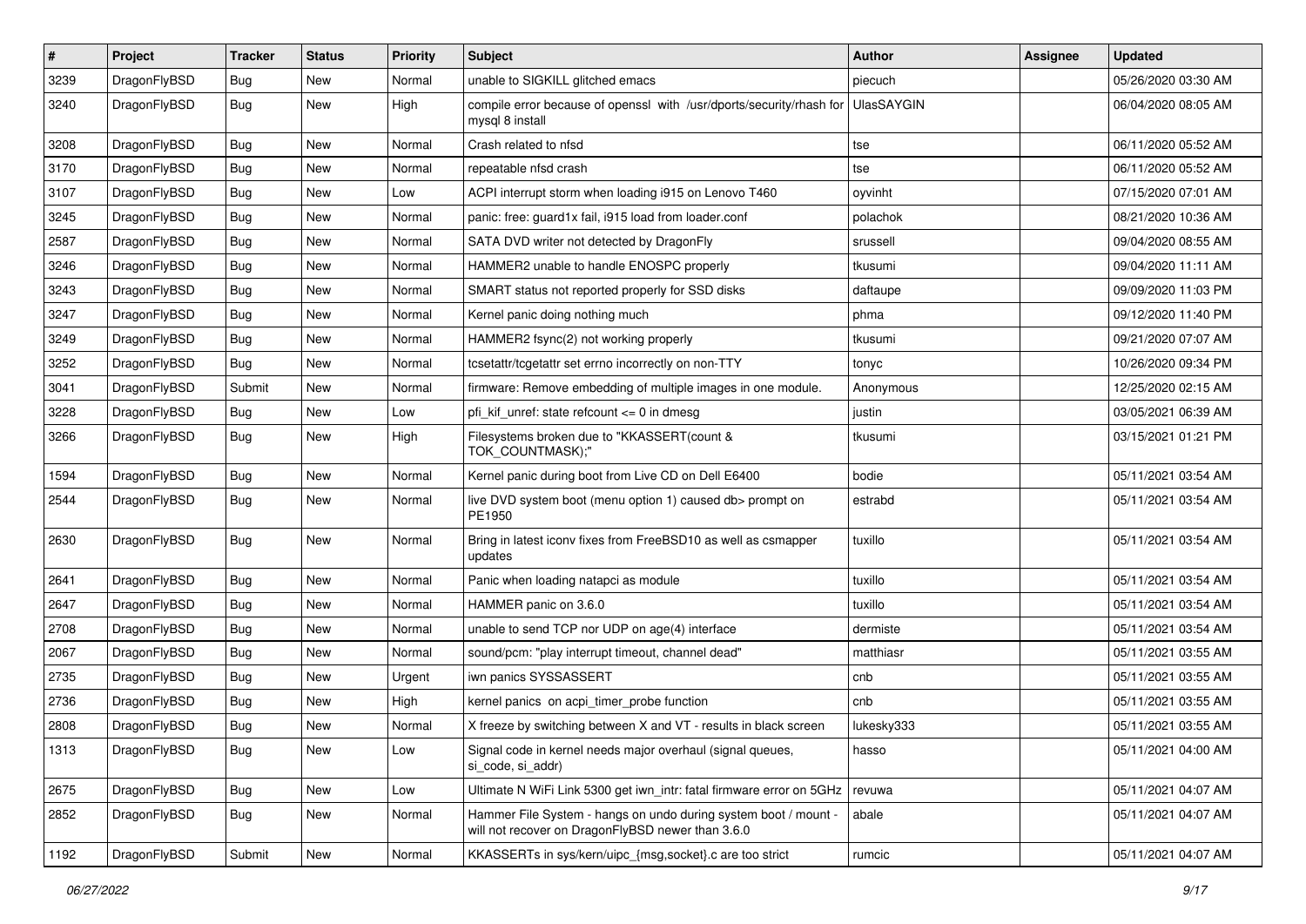| # | Project | Tracker | Status | Priority | Subject | Author | Assignee | Updated |
|---|---|---|---|---|---|---|---|---|
| 3239 | DragonFlyBSD | Bug | New | Normal | unable to SIGKILL glitched emacs | piecuch | | 05/26/2020 03:30 AM |
| 3240 | DragonFlyBSD | Bug | New | High | compile error because of openssl with /usr/dports/security/rhash for mysql 8 install | UlasSAYGIN | | 06/04/2020 08:05 AM |
| 3208 | DragonFlyBSD | Bug | New | Normal | Crash related to nfsd | tse | | 06/11/2020 05:52 AM |
| 3170 | DragonFlyBSD | Bug | New | Normal | repeatable nfsd crash | tse | | 06/11/2020 05:52 AM |
| 3107 | DragonFlyBSD | Bug | New | Low | ACPI interrupt storm when loading i915 on Lenovo T460 | oyvinht | | 07/15/2020 07:01 AM |
| 3245 | DragonFlyBSD | Bug | New | Normal | panic: free: guard1x fail, i915 load from loader.conf | polachok | | 08/21/2020 10:36 AM |
| 2587 | DragonFlyBSD | Bug | New | Normal | SATA DVD writer not detected by DragonFly | srussell | | 09/04/2020 08:55 AM |
| 3246 | DragonFlyBSD | Bug | New | Normal | HAMMER2 unable to handle ENOSPC properly | tkusumi | | 09/04/2020 11:11 AM |
| 3243 | DragonFlyBSD | Bug | New | Normal | SMART status not reported properly for SSD disks | daftaupe | | 09/09/2020 11:03 PM |
| 3247 | DragonFlyBSD | Bug | New | Normal | Kernel panic doing nothing much | phma | | 09/12/2020 11:40 PM |
| 3249 | DragonFlyBSD | Bug | New | Normal | HAMMER2 fsync(2) not working properly | tkusumi | | 09/21/2020 07:07 AM |
| 3252 | DragonFlyBSD | Bug | New | Normal | tcsetattr/tcgetattr set errno incorrectly on non-TTY | tonyc | | 10/26/2020 09:34 PM |
| 3041 | DragonFlyBSD | Submit | New | Normal | firmware: Remove embedding of multiple images in one module. | Anonymous | | 12/25/2020 02:15 AM |
| 3228 | DragonFlyBSD | Bug | New | Low | pfi_kif_unref: state refcount <= 0 in dmesg | justin | | 03/05/2021 06:39 AM |
| 3266 | DragonFlyBSD | Bug | New | High | Filesystems broken due to "KKASSERT(count & TOK_COUNTMASK);" | tkusumi | | 03/15/2021 01:21 PM |
| 1594 | DragonFlyBSD | Bug | New | Normal | Kernel panic during boot from Live CD on Dell E6400 | bodie | | 05/11/2021 03:54 AM |
| 2544 | DragonFlyBSD | Bug | New | Normal | live DVD system boot (menu option 1) caused db> prompt on PE1950 | estrabd | | 05/11/2021 03:54 AM |
| 2630 | DragonFlyBSD | Bug | New | Normal | Bring in latest iconv fixes from FreeBSD10 as well as csmapper updates | tuxillo | | 05/11/2021 03:54 AM |
| 2641 | DragonFlyBSD | Bug | New | Normal | Panic when loading natapci as module | tuxillo | | 05/11/2021 03:54 AM |
| 2647 | DragonFlyBSD | Bug | New | Normal | HAMMER panic on 3.6.0 | tuxillo | | 05/11/2021 03:54 AM |
| 2708 | DragonFlyBSD | Bug | New | Normal | unable to send TCP nor UDP on age(4) interface | dermiste | | 05/11/2021 03:54 AM |
| 2067 | DragonFlyBSD | Bug | New | Normal | sound/pcm: "play interrupt timeout, channel dead" | matthiasr | | 05/11/2021 03:55 AM |
| 2735 | DragonFlyBSD | Bug | New | Urgent | iwn panics SYSSASSERT | cnb | | 05/11/2021 03:55 AM |
| 2736 | DragonFlyBSD | Bug | New | High | kernel panics on acpi_timer_probe function | cnb | | 05/11/2021 03:55 AM |
| 2808 | DragonFlyBSD | Bug | New | Normal | X freeze by switching between X and VT - results in black screen | lukesky333 | | 05/11/2021 03:55 AM |
| 1313 | DragonFlyBSD | Bug | New | Low | Signal code in kernel needs major overhaul (signal queues, si_code, si_addr) | hasso | | 05/11/2021 04:00 AM |
| 2675 | DragonFlyBSD | Bug | New | Low | Ultimate N WiFi Link 5300 get iwn_intr: fatal firmware error on 5GHz | revuwa | | 05/11/2021 04:07 AM |
| 2852 | DragonFlyBSD | Bug | New | Normal | Hammer File System - hangs on undo during system boot / mount - will not recover on DragonFlyBSD newer than 3.6.0 | abale | | 05/11/2021 04:07 AM |
| 1192 | DragonFlyBSD | Submit | New | Normal | KKASSERTs in sys/kern/uipc_{msg,socket}.c are too strict | rumcic | | 05/11/2021 04:07 AM |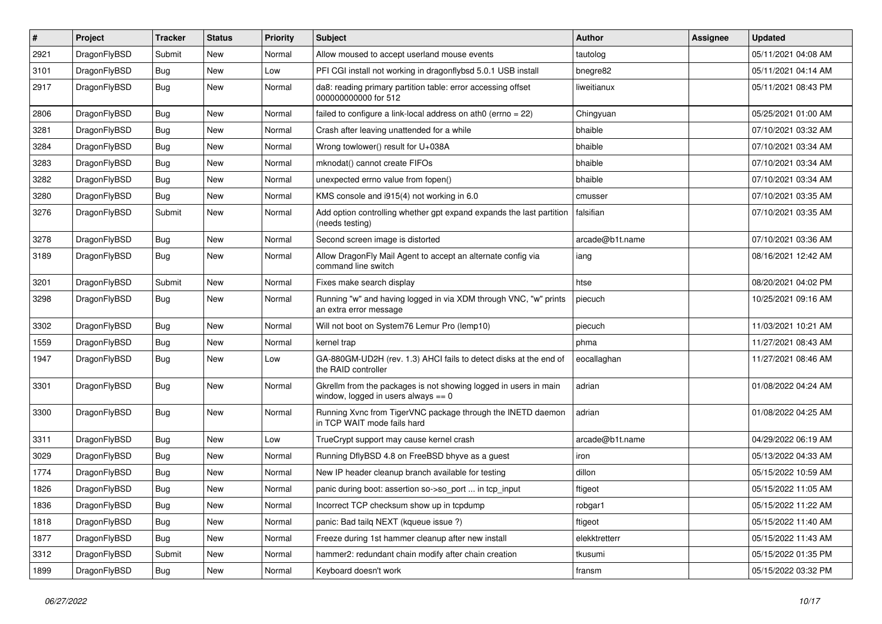| # | Project | Tracker | Status | Priority | Subject | Author | Assignee | Updated |
|---|---|---|---|---|---|---|---|---|
| 2921 | DragonFlyBSD | Submit | New | Normal | Allow moused to accept userland mouse events | tautolog | | 05/11/2021 04:08 AM |
| 3101 | DragonFlyBSD | Bug | New | Low | PFI CGI install not working in dragonflybsd 5.0.1 USB install | bnegre82 | | 05/11/2021 04:14 AM |
| 2917 | DragonFlyBSD | Bug | New | Normal | da8: reading primary partition table: error accessing offset 000000000000 for 512 | liweitianux | | 05/11/2021 08:43 PM |
| 2806 | DragonFlyBSD | Bug | New | Normal | failed to configure a link-local address on ath0 (errno = 22) | Chingyuan | | 05/25/2021 01:00 AM |
| 3281 | DragonFlyBSD | Bug | New | Normal | Crash after leaving unattended for a while | bhaible | | 07/10/2021 03:32 AM |
| 3284 | DragonFlyBSD | Bug | New | Normal | Wrong towlower() result for U+038A | bhaible | | 07/10/2021 03:34 AM |
| 3283 | DragonFlyBSD | Bug | New | Normal | mknodat() cannot create FIFOs | bhaible | | 07/10/2021 03:34 AM |
| 3282 | DragonFlyBSD | Bug | New | Normal | unexpected errno value from fopen() | bhaible | | 07/10/2021 03:34 AM |
| 3280 | DragonFlyBSD | Bug | New | Normal | KMS console and i915(4) not working in 6.0 | cmusser | | 07/10/2021 03:35 AM |
| 3276 | DragonFlyBSD | Submit | New | Normal | Add option controlling whether gpt expand expands the last partition (needs testing) | falsifian | | 07/10/2021 03:35 AM |
| 3278 | DragonFlyBSD | Bug | New | Normal | Second screen image is distorted | arcade@b1t.name | | 07/10/2021 03:36 AM |
| 3189 | DragonFlyBSD | Bug | New | Normal | Allow DragonFly Mail Agent to accept an alternate config via command line switch | iang | | 08/16/2021 12:42 AM |
| 3201 | DragonFlyBSD | Submit | New | Normal | Fixes make search display | htse | | 08/20/2021 04:02 PM |
| 3298 | DragonFlyBSD | Bug | New | Normal | Running "w" and having logged in via XDM through VNC, "w" prints an extra error message | piecuch | | 10/25/2021 09:16 AM |
| 3302 | DragonFlyBSD | Bug | New | Normal | Will not boot on System76 Lemur Pro (lemp10) | piecuch | | 11/03/2021 10:21 AM |
| 1559 | DragonFlyBSD | Bug | New | Normal | kernel trap | phma | | 11/27/2021 08:43 AM |
| 1947 | DragonFlyBSD | Bug | New | Low | GA-880GM-UD2H (rev. 1.3) AHCI fails to detect disks at the end of the RAID controller | eocallaghan | | 11/27/2021 08:46 AM |
| 3301 | DragonFlyBSD | Bug | New | Normal | Gkrellm from the packages is not showing logged in users in main window, logged in users always == 0 | adrian | | 01/08/2022 04:24 AM |
| 3300 | DragonFlyBSD | Bug | New | Normal | Running Xvnc from TigerVNC package through the INETD daemon in TCP WAIT mode fails hard | adrian | | 01/08/2022 04:25 AM |
| 3311 | DragonFlyBSD | Bug | New | Low | TrueCrypt support may cause kernel crash | arcade@b1t.name | | 04/29/2022 06:19 AM |
| 3029 | DragonFlyBSD | Bug | New | Normal | Running DflyBSD 4.8 on FreeBSD bhyve as a guest | iron | | 05/13/2022 04:33 AM |
| 1774 | DragonFlyBSD | Bug | New | Normal | New IP header cleanup branch available for testing | dillon | | 05/15/2022 10:59 AM |
| 1826 | DragonFlyBSD | Bug | New | Normal | panic during boot: assertion so->so_port ... in tcp_input | ftigeot | | 05/15/2022 11:05 AM |
| 1836 | DragonFlyBSD | Bug | New | Normal | Incorrect TCP checksum show up in tcpdump | robgar1 | | 05/15/2022 11:22 AM |
| 1818 | DragonFlyBSD | Bug | New | Normal | panic: Bad tailq NEXT (kqueue issue ?) | ftigeot | | 05/15/2022 11:40 AM |
| 1877 | DragonFlyBSD | Bug | New | Normal | Freeze during 1st hammer cleanup after new install | elekktretterr | | 05/15/2022 11:43 AM |
| 3312 | DragonFlyBSD | Submit | New | Normal | hammer2: redundant chain modify after chain creation | tkusumi | | 05/15/2022 01:35 PM |
| 1899 | DragonFlyBSD | Bug | New | Normal | Keyboard doesn't work | fransm | | 05/15/2022 03:32 PM |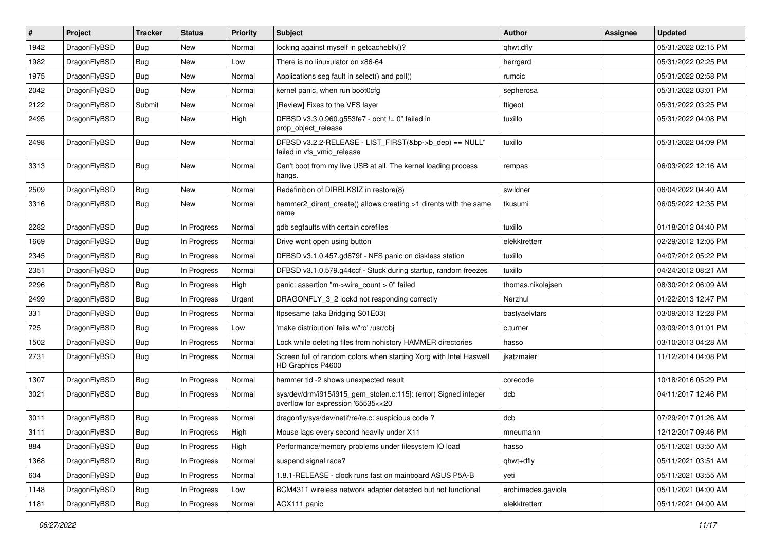| # | Project | Tracker | Status | Priority | Subject | Author | Assignee | Updated |
| --- | --- | --- | --- | --- | --- | --- | --- | --- |
| 1942 | DragonFlyBSD | Bug | New | Normal | locking against myself in getcacheblk()? | qhwt.dfly | | 05/31/2022 02:15 PM |
| 1982 | DragonFlyBSD | Bug | New | Low | There is no linuxulator on x86-64 | herrgard | | 05/31/2022 02:25 PM |
| 1975 | DragonFlyBSD | Bug | New | Normal | Applications seg fault in select() and poll() | rumcic | | 05/31/2022 02:58 PM |
| 2042 | DragonFlyBSD | Bug | New | Normal | kernel panic, when run boot0cfg | sepherosa | | 05/31/2022 03:01 PM |
| 2122 | DragonFlyBSD | Submit | New | Normal | [Review] Fixes to the VFS layer | ftigeot | | 05/31/2022 03:25 PM |
| 2495 | DragonFlyBSD | Bug | New | High | DFBSD v3.3.0.960.g553fe7 - ocnt != 0" failed in prop_object_release | tuxillo | | 05/31/2022 04:08 PM |
| 2498 | DragonFlyBSD | Bug | New | Normal | DFBSD v3.2.2-RELEASE - LIST_FIRST(&bp->b_dep) == NULL" failed in vfs_vmio_release | tuxillo | | 05/31/2022 04:09 PM |
| 3313 | DragonFlyBSD | Bug | New | Normal | Can't boot from my live USB at all. The kernel loading process hangs. | rempas | | 06/03/2022 12:16 AM |
| 2509 | DragonFlyBSD | Bug | New | Normal | Redefinition of DIRBLKSIZ in restore(8) | swildner | | 06/04/2022 04:40 AM |
| 3316 | DragonFlyBSD | Bug | New | Normal | hammer2_dirent_create() allows creating >1 dirents with the same name | tkusumi | | 06/05/2022 12:35 PM |
| 2282 | DragonFlyBSD | Bug | In Progress | Normal | gdb segfaults with certain corefiles | tuxillo | | 01/18/2012 04:40 PM |
| 1669 | DragonFlyBSD | Bug | In Progress | Normal | Drive wont open using button | elekktretterr | | 02/29/2012 12:05 PM |
| 2345 | DragonFlyBSD | Bug | In Progress | Normal | DFBSD v3.1.0.457.gd679f - NFS panic on diskless station | tuxillo | | 04/07/2012 05:22 PM |
| 2351 | DragonFlyBSD | Bug | In Progress | Normal | DFBSD v3.1.0.579.g44ccf - Stuck during startup, random freezes | tuxillo | | 04/24/2012 08:21 AM |
| 2296 | DragonFlyBSD | Bug | In Progress | High | panic: assertion "m->wire_count > 0" failed | thomas.nikolajsen | | 08/30/2012 06:09 AM |
| 2499 | DragonFlyBSD | Bug | In Progress | Urgent | DRAGONFLY_3_2 lockd not responding correctly | Nerzhul | | 01/22/2013 12:47 PM |
| 331 | DragonFlyBSD | Bug | In Progress | Normal | ftpsesame (aka Bridging S01E03) | bastyaelvtars | | 03/09/2013 12:28 PM |
| 725 | DragonFlyBSD | Bug | In Progress | Low | 'make distribution' fails w/'ro' /usr/obj | c.turner | | 03/09/2013 01:01 PM |
| 1502 | DragonFlyBSD | Bug | In Progress | Normal | Lock while deleting files from nohistory HAMMER directories | hasso | | 03/10/2013 04:28 AM |
| 2731 | DragonFlyBSD | Bug | In Progress | Normal | Screen full of random colors when starting Xorg with Intel Haswell HD Graphics P4600 | jkatzmaier | | 11/12/2014 04:08 PM |
| 1307 | DragonFlyBSD | Bug | In Progress | Normal | hammer tid -2 shows unexpected result | corecode | | 10/18/2016 05:29 PM |
| 3021 | DragonFlyBSD | Bug | In Progress | Normal | sys/dev/drm/i915/i915_gem_stolen.c:115]: (error) Signed integer overflow for expression '65535<<20' | dcb | | 04/11/2017 12:46 PM |
| 3011 | DragonFlyBSD | Bug | In Progress | Normal | dragonfly/sys/dev/netif/re/re.c: suspicious code ? | dcb | | 07/29/2017 01:26 AM |
| 3111 | DragonFlyBSD | Bug | In Progress | High | Mouse lags every second heavily under X11 | mneumann | | 12/12/2017 09:46 PM |
| 884 | DragonFlyBSD | Bug | In Progress | High | Performance/memory problems under filesystem IO load | hasso | | 05/11/2021 03:50 AM |
| 1368 | DragonFlyBSD | Bug | In Progress | Normal | suspend signal race? | qhwt+dfly | | 05/11/2021 03:51 AM |
| 604 | DragonFlyBSD | Bug | In Progress | Normal | 1.8.1-RELEASE - clock runs fast on mainboard ASUS P5A-B | yeti | | 05/11/2021 03:55 AM |
| 1148 | DragonFlyBSD | Bug | In Progress | Low | BCM4311 wireless network adapter detected but not functional | archimedes.gaviola | | 05/11/2021 04:00 AM |
| 1181 | DragonFlyBSD | Bug | In Progress | Normal | ACX111 panic | elekktretterr | | 05/11/2021 04:00 AM |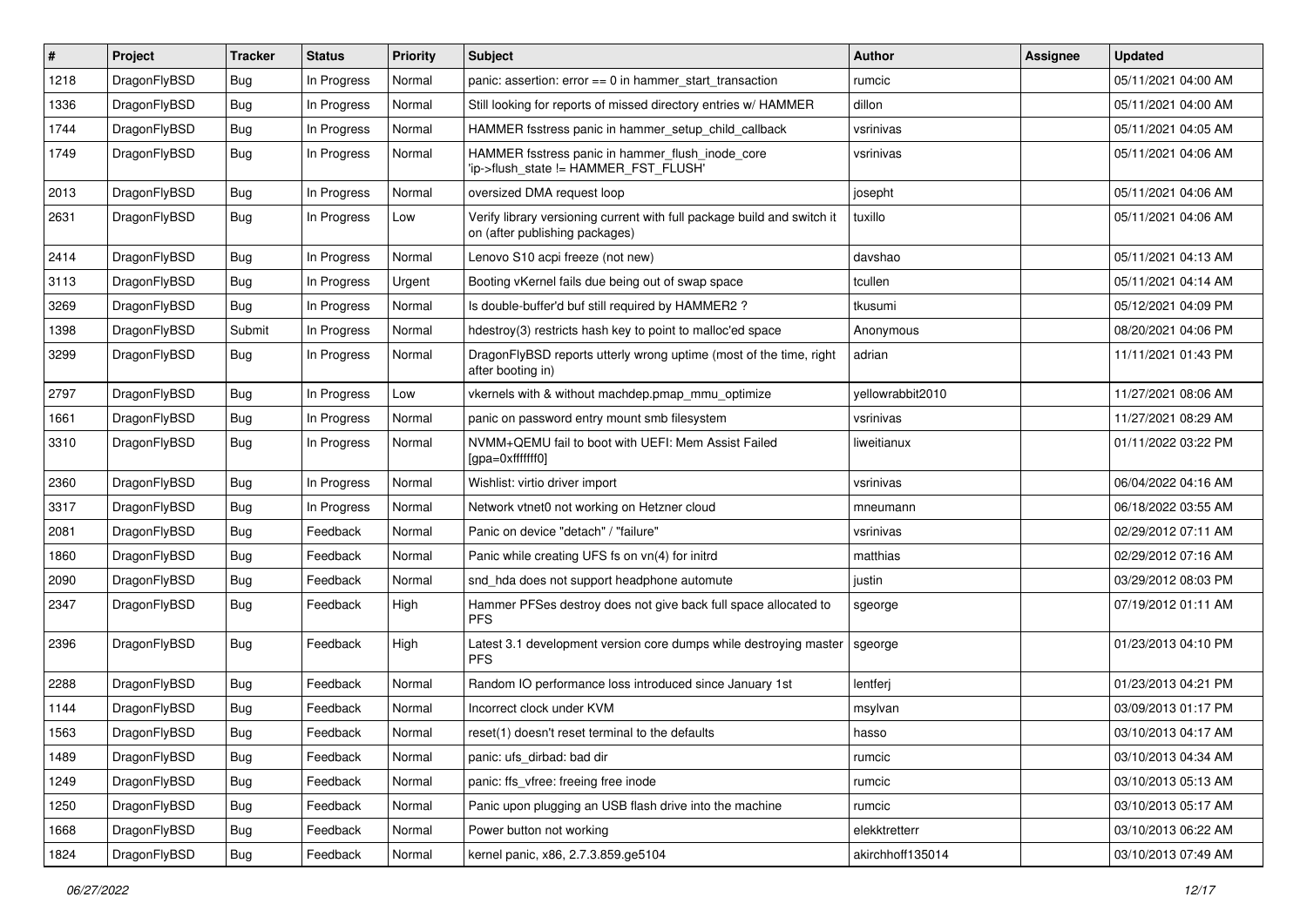| # | Project | Tracker | Status | Priority | Subject | Author | Assignee | Updated |
|---|---|---|---|---|---|---|---|---|
| 1218 | DragonFlyBSD | Bug | In Progress | Normal | panic: assertion: error == 0 in hammer_start_transaction | rumcic | | 05/11/2021 04:00 AM |
| 1336 | DragonFlyBSD | Bug | In Progress | Normal | Still looking for reports of missed directory entries w/ HAMMER | dillon | | 05/11/2021 04:00 AM |
| 1744 | DragonFlyBSD | Bug | In Progress | Normal | HAMMER fsstress panic in hammer_setup_child_callback | vsrinivas | | 05/11/2021 04:05 AM |
| 1749 | DragonFlyBSD | Bug | In Progress | Normal | HAMMER fsstress panic in hammer_flush_inode_core 'ip->flush_state != HAMMER_FST_FLUSH' | vsrinivas | | 05/11/2021 04:06 AM |
| 2013 | DragonFlyBSD | Bug | In Progress | Normal | oversized DMA request loop | josepht | | 05/11/2021 04:06 AM |
| 2631 | DragonFlyBSD | Bug | In Progress | Low | Verify library versioning current with full package build and switch it on (after publishing packages) | tuxillo | | 05/11/2021 04:06 AM |
| 2414 | DragonFlyBSD | Bug | In Progress | Normal | Lenovo S10 acpi freeze (not new) | davshao | | 05/11/2021 04:13 AM |
| 3113 | DragonFlyBSD | Bug | In Progress | Urgent | Booting vKernel fails due being out of swap space | tcullen | | 05/11/2021 04:14 AM |
| 3269 | DragonFlyBSD | Bug | In Progress | Normal | Is double-buffer'd buf still required by HAMMER2 ? | tkusumi | | 05/12/2021 04:09 PM |
| 1398 | DragonFlyBSD | Submit | In Progress | Normal | hdestroy(3) restricts hash key to point to malloc'ed space | Anonymous | | 08/20/2021 04:06 PM |
| 3299 | DragonFlyBSD | Bug | In Progress | Normal | DragonFlyBSD reports utterly wrong uptime (most of the time, right after booting in) | adrian | | 11/11/2021 01:43 PM |
| 2797 | DragonFlyBSD | Bug | In Progress | Low | vkernels with & without machdep.pmap_mmu_optimize | yellowrabbit2010 | | 11/27/2021 08:06 AM |
| 1661 | DragonFlyBSD | Bug | In Progress | Normal | panic on password entry mount smb filesystem | vsrinivas | | 11/27/2021 08:29 AM |
| 3310 | DragonFlyBSD | Bug | In Progress | Normal | NVMM+QEMU fail to boot with UEFI: Mem Assist Failed [gpa=0xfffffff0] | liweitianux | | 01/11/2022 03:22 PM |
| 2360 | DragonFlyBSD | Bug | In Progress | Normal | Wishlist: virtio driver import | vsrinivas | | 06/04/2022 04:16 AM |
| 3317 | DragonFlyBSD | Bug | In Progress | Normal | Network vtnet0 not working on Hetzner cloud | mneumann | | 06/18/2022 03:55 AM |
| 2081 | DragonFlyBSD | Bug | Feedback | Normal | Panic on device "detach" / "failure" | vsrinivas | | 02/29/2012 07:11 AM |
| 1860 | DragonFlyBSD | Bug | Feedback | Normal | Panic while creating UFS fs on vn(4) for initrd | matthias | | 02/29/2012 07:16 AM |
| 2090 | DragonFlyBSD | Bug | Feedback | Normal | snd_hda does not support headphone automute | justin | | 03/29/2012 08:03 PM |
| 2347 | DragonFlyBSD | Bug | Feedback | High | Hammer PFSes destroy does not give back full space allocated to PFS | sgeorge | | 07/19/2012 01:11 AM |
| 2396 | DragonFlyBSD | Bug | Feedback | High | Latest 3.1 development version core dumps while destroying master PFS | sgeorge | | 01/23/2013 04:10 PM |
| 2288 | DragonFlyBSD | Bug | Feedback | Normal | Random IO performance loss introduced since January 1st | lentferj | | 01/23/2013 04:21 PM |
| 1144 | DragonFlyBSD | Bug | Feedback | Normal | Incorrect clock under KVM | msylvan | | 03/09/2013 01:17 PM |
| 1563 | DragonFlyBSD | Bug | Feedback | Normal | reset(1) doesn't reset terminal to the defaults | hasso | | 03/10/2013 04:17 AM |
| 1489 | DragonFlyBSD | Bug | Feedback | Normal | panic: ufs_dirbad: bad dir | rumcic | | 03/10/2013 04:34 AM |
| 1249 | DragonFlyBSD | Bug | Feedback | Normal | panic: ffs_vfree: freeing free inode | rumcic | | 03/10/2013 05:13 AM |
| 1250 | DragonFlyBSD | Bug | Feedback | Normal | Panic upon plugging an USB flash drive into the machine | rumcic | | 03/10/2013 05:17 AM |
| 1668 | DragonFlyBSD | Bug | Feedback | Normal | Power button not working | elekktretterr | | 03/10/2013 06:22 AM |
| 1824 | DragonFlyBSD | Bug | Feedback | Normal | kernel panic, x86, 2.7.3.859.ge5104 | akirchhoff135014 | | 03/10/2013 07:49 AM |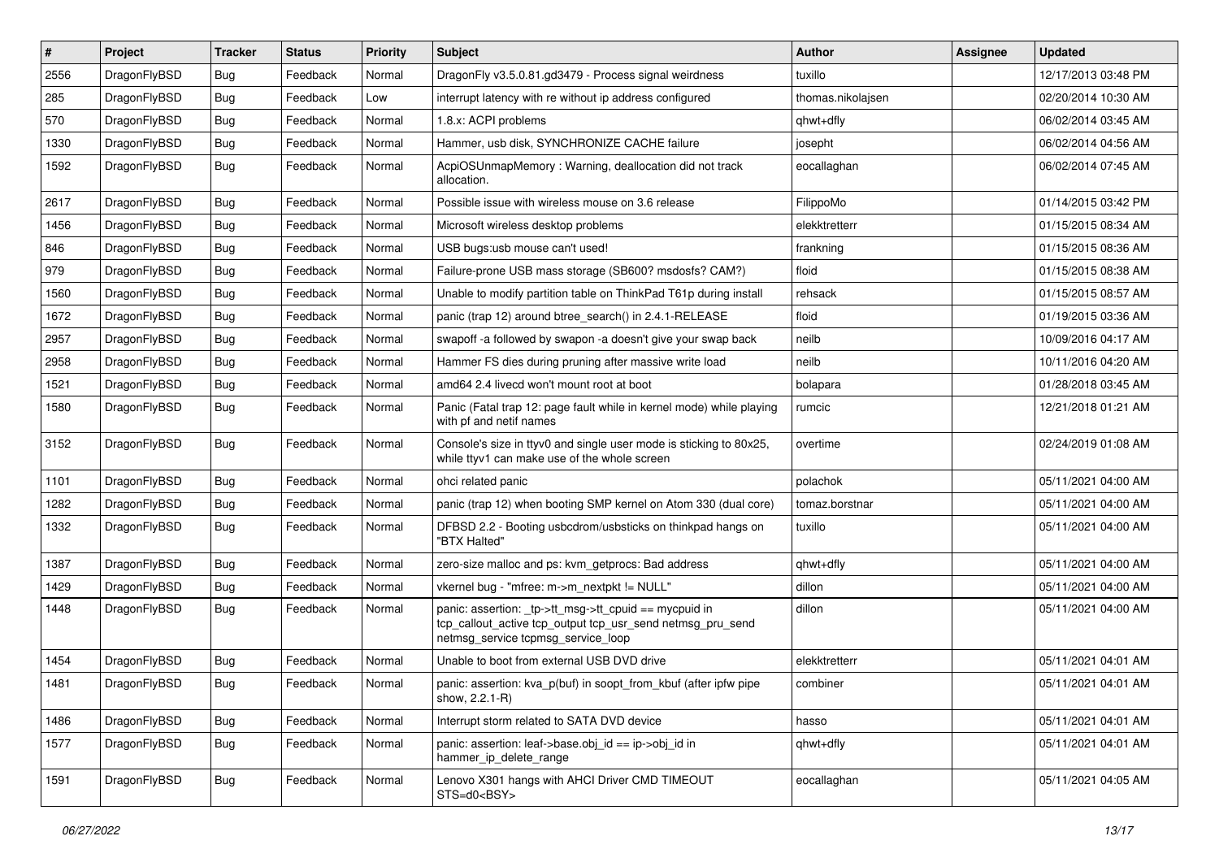| # | Project | Tracker | Status | Priority | Subject | Author | Assignee | Updated |
| --- | --- | --- | --- | --- | --- | --- | --- | --- |
| 2556 | DragonFlyBSD | Bug | Feedback | Normal | DragonFly v3.5.0.81.gd3479 - Process signal weirdness | tuxillo | | 12/17/2013 03:48 PM |
| 285 | DragonFlyBSD | Bug | Feedback | Low | interrupt latency with re without ip address configured | thomas.nikolajsen | | 02/20/2014 10:30 AM |
| 570 | DragonFlyBSD | Bug | Feedback | Normal | 1.8.x: ACPI problems | qhwt+dfly | | 06/02/2014 03:45 AM |
| 1330 | DragonFlyBSD | Bug | Feedback | Normal | Hammer, usb disk, SYNCHRONIZE CACHE failure | josepht | | 06/02/2014 04:56 AM |
| 1592 | DragonFlyBSD | Bug | Feedback | Normal | AcpiOSUnmapMemory : Warning, deallocation did not track allocation. | eocallaghan | | 06/02/2014 07:45 AM |
| 2617 | DragonFlyBSD | Bug | Feedback | Normal | Possible issue with wireless mouse on 3.6 release | FilippoMo | | 01/14/2015 03:42 PM |
| 1456 | DragonFlyBSD | Bug | Feedback | Normal | Microsoft wireless desktop problems | elekktretterr | | 01/15/2015 08:34 AM |
| 846 | DragonFlyBSD | Bug | Feedback | Normal | USB bugs:usb mouse can't used! | frankning | | 01/15/2015 08:36 AM |
| 979 | DragonFlyBSD | Bug | Feedback | Normal | Failure-prone USB mass storage (SB600? msdosfs? CAM?) | floid | | 01/15/2015 08:38 AM |
| 1560 | DragonFlyBSD | Bug | Feedback | Normal | Unable to modify partition table on ThinkPad T61p during install | rehsack | | 01/15/2015 08:57 AM |
| 1672 | DragonFlyBSD | Bug | Feedback | Normal | panic (trap 12) around btree_search() in 2.4.1-RELEASE | floid | | 01/19/2015 03:36 AM |
| 2957 | DragonFlyBSD | Bug | Feedback | Normal | swapoff -a followed by swapon -a doesn't give your swap back | neilb | | 10/09/2016 04:17 AM |
| 2958 | DragonFlyBSD | Bug | Feedback | Normal | Hammer FS dies during pruning after massive write load | neilb | | 10/11/2016 04:20 AM |
| 1521 | DragonFlyBSD | Bug | Feedback | Normal | amd64 2.4 livecd won't mount root at boot | bolapara | | 01/28/2018 03:45 AM |
| 1580 | DragonFlyBSD | Bug | Feedback | Normal | Panic (Fatal trap 12: page fault while in kernel mode) while playing with pf and netif names | rumcic | | 12/21/2018 01:21 AM |
| 3152 | DragonFlyBSD | Bug | Feedback | Normal | Console's size in ttyv0 and single user mode is sticking to 80x25, while ttyv1 can make use of the whole screen | overtime | | 02/24/2019 01:08 AM |
| 1101 | DragonFlyBSD | Bug | Feedback | Normal | ohci related panic | polachok | | 05/11/2021 04:00 AM |
| 1282 | DragonFlyBSD | Bug | Feedback | Normal | panic (trap 12) when booting SMP kernel on Atom 330 (dual core) | tomaz.borstnar | | 05/11/2021 04:00 AM |
| 1332 | DragonFlyBSD | Bug | Feedback | Normal | DFBSD 2.2 - Booting usbcdrom/usbsticks on thinkpad hangs on "BTX Halted" | tuxillo | | 05/11/2021 04:00 AM |
| 1387 | DragonFlyBSD | Bug | Feedback | Normal | zero-size malloc and ps: kvm_getprocs: Bad address | qhwt+dfly | | 05/11/2021 04:00 AM |
| 1429 | DragonFlyBSD | Bug | Feedback | Normal | vkernel bug - "mfree: m->m_nextpkt != NULL" | dillon | | 05/11/2021 04:00 AM |
| 1448 | DragonFlyBSD | Bug | Feedback | Normal | panic: assertion: _tp->tt_msg->tt_cpuid == mycpuid in tcp_callout_active tcp_output tcp_usr_send netmsg_pru_send netmsg_service tcpmsg_service_loop | dillon | | 05/11/2021 04:00 AM |
| 1454 | DragonFlyBSD | Bug | Feedback | Normal | Unable to boot from external USB DVD drive | elekktretterr | | 05/11/2021 04:01 AM |
| 1481 | DragonFlyBSD | Bug | Feedback | Normal | panic: assertion: kva_p(buf) in soopt_from_kbuf (after ipfw pipe show, 2.2.1-R) | combiner | | 05/11/2021 04:01 AM |
| 1486 | DragonFlyBSD | Bug | Feedback | Normal | Interrupt storm related to SATA DVD device | hasso | | 05/11/2021 04:01 AM |
| 1577 | DragonFlyBSD | Bug | Feedback | Normal | panic: assertion: leaf->base.obj_id == ip->obj_id in hammer_ip_delete_range | qhwt+dfly | | 05/11/2021 04:01 AM |
| 1591 | DragonFlyBSD | Bug | Feedback | Normal | Lenovo X301 hangs with AHCI Driver CMD TIMEOUT STS=d0<BSY> | eocallaghan | | 05/11/2021 04:05 AM |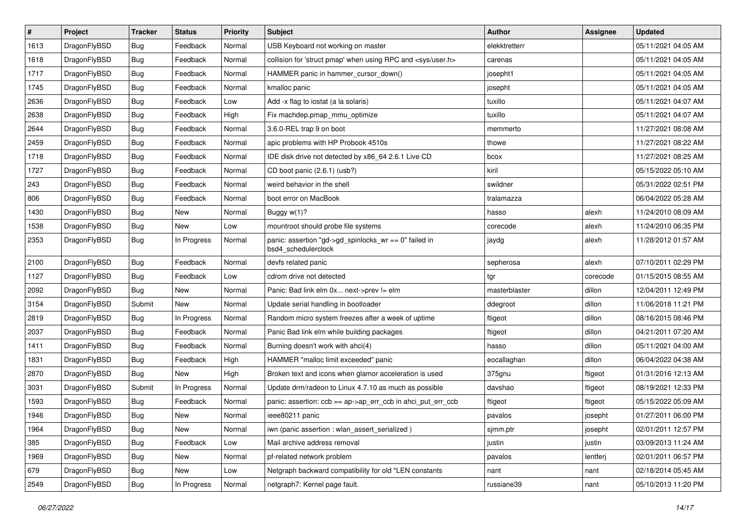| # | Project | Tracker | Status | Priority | Subject | Author | Assignee | Updated |
|---|---|---|---|---|---|---|---|---|
| 1613 | DragonFlyBSD | Bug | Feedback | Normal | USB Keyboard not working on master | elekktretterr | | 05/11/2021 04:05 AM |
| 1618 | DragonFlyBSD | Bug | Feedback | Normal | collision for 'struct pmap' when using RPC and <sys/user.h> | carenas | | 05/11/2021 04:05 AM |
| 1717 | DragonFlyBSD | Bug | Feedback | Normal | HAMMER panic in hammer_cursor_down() | josepht1 | | 05/11/2021 04:05 AM |
| 1745 | DragonFlyBSD | Bug | Feedback | Normal | kmalloc panic | josepht | | 05/11/2021 04:05 AM |
| 2636 | DragonFlyBSD | Bug | Feedback | Low | Add -x flag to iostat (a la solaris) | tuxillo | | 05/11/2021 04:07 AM |
| 2638 | DragonFlyBSD | Bug | Feedback | High | Fix machdep.pmap_mmu_optimize | tuxillo | | 05/11/2021 04:07 AM |
| 2644 | DragonFlyBSD | Bug | Feedback | Normal | 3.6.0-REL trap 9 on boot | memmerto | | 11/27/2021 08:08 AM |
| 2459 | DragonFlyBSD | Bug | Feedback | Normal | apic problems with HP Probook 4510s | thowe | | 11/27/2021 08:22 AM |
| 1718 | DragonFlyBSD | Bug | Feedback | Normal | IDE disk drive not detected by x86_64 2.6.1 Live CD | bcox | | 11/27/2021 08:25 AM |
| 1727 | DragonFlyBSD | Bug | Feedback | Normal | CD boot panic (2.6.1) (usb?) | kiril | | 05/15/2022 05:10 AM |
| 243 | DragonFlyBSD | Bug | Feedback | Normal | weird behavior in the shell | swildner | | 05/31/2022 02:51 PM |
| 806 | DragonFlyBSD | Bug | Feedback | Normal | boot error on MacBook | tralamazza | | 06/04/2022 05:28 AM |
| 1430 | DragonFlyBSD | Bug | New | Normal | Buggy w(1)? | hasso | alexh | 11/24/2010 08:09 AM |
| 1538 | DragonFlyBSD | Bug | New | Low | mountroot should probe file systems | corecode | alexh | 11/24/2010 06:35 PM |
| 2353 | DragonFlyBSD | Bug | In Progress | Normal | panic: assertion "gd->gd_spinlocks_wr == 0" failed in bsd4_schedulerclock | jaydg | alexh | 11/28/2012 01:57 AM |
| 2100 | DragonFlyBSD | Bug | Feedback | Normal | devfs related panic | sepherosa | alexh | 07/10/2011 02:29 PM |
| 1127 | DragonFlyBSD | Bug | Feedback | Low | cdrom drive not detected | tgr | corecode | 01/15/2015 08:55 AM |
| 2092 | DragonFlyBSD | Bug | New | Normal | Panic: Bad link elm 0x... next->prev != elm | masterblaster | dillon | 12/04/2011 12:49 PM |
| 3154 | DragonFlyBSD | Submit | New | Normal | Update serial handling in bootloader | ddegroot | dillon | 11/06/2018 11:21 PM |
| 2819 | DragonFlyBSD | Bug | In Progress | Normal | Random micro system freezes after a week of uptime | ftigeot | dillon | 08/16/2015 08:46 PM |
| 2037 | DragonFlyBSD | Bug | Feedback | Normal | Panic Bad link elm while building packages | ftigeot | dillon | 04/21/2011 07:20 AM |
| 1411 | DragonFlyBSD | Bug | Feedback | Normal | Burning doesn't work with ahci(4) | hasso | dillon | 05/11/2021 04:00 AM |
| 1831 | DragonFlyBSD | Bug | Feedback | High | HAMMER "malloc limit exceeded" panic | eocallaghan | dillon | 06/04/2022 04:38 AM |
| 2870 | DragonFlyBSD | Bug | New | High | Broken text and icons when glamor acceleration is used | 375gnu | ftigeot | 01/31/2016 12:13 AM |
| 3031 | DragonFlyBSD | Submit | In Progress | Normal | Update drm/radeon to Linux 4.7.10 as much as possible | davshao | ftigeot | 08/19/2021 12:33 PM |
| 1593 | DragonFlyBSD | Bug | Feedback | Normal | panic: assertion: ccb == ap->ap_err_ccb in ahci_put_err_ccb | ftigeot | ftigeot | 05/15/2022 05:09 AM |
| 1946 | DragonFlyBSD | Bug | New | Normal | ieee80211 panic | pavalos | josepht | 01/27/2011 06:00 PM |
| 1964 | DragonFlyBSD | Bug | New | Normal | iwn (panic assertion : wlan_assert_serialized ) | sjmm.ptr | josepht | 02/01/2011 12:57 PM |
| 385 | DragonFlyBSD | Bug | Feedback | Low | Mail archive address removal | justin | justin | 03/09/2013 11:24 AM |
| 1969 | DragonFlyBSD | Bug | New | Normal | pf-related network problem | pavalos | lentferj | 02/01/2011 06:57 PM |
| 679 | DragonFlyBSD | Bug | New | Low | Netgraph backward compatibility for old *LEN constants | nant | nant | 02/18/2014 05:45 AM |
| 2549 | DragonFlyBSD | Bug | In Progress | Normal | netgraph7: Kernel page fault. | russiane39 | nant | 05/10/2013 11:20 PM |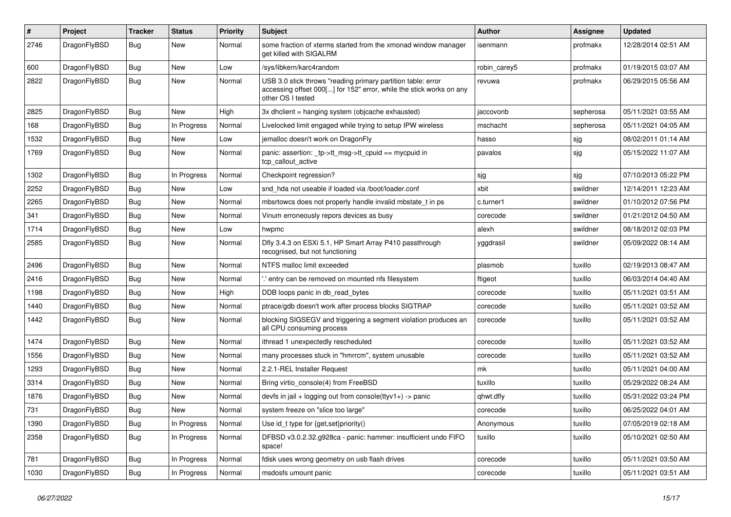| # | Project | Tracker | Status | Priority | Subject | Author | Assignee | Updated |
|---|---|---|---|---|---|---|---|---|
| 2746 | DragonFlyBSD | Bug | New | Normal | some fraction of xterms started from the xmonad window manager get killed with SIGALRM | isenmann | profmakx | 12/28/2014 02:51 AM |
| 600 | DragonFlyBSD | Bug | New | Low | /sys/libkern/karc4random | robin_carey5 | profmakx | 01/19/2015 03:07 AM |
| 2822 | DragonFlyBSD | Bug | New | Normal | USB 3.0 stick throws "reading primary partition table: error accessing offset 000[...] for 152" error, while the stick works on any other OS I tested | revuwa | profmakx | 06/29/2015 05:56 AM |
| 2825 | DragonFlyBSD | Bug | New | High | 3x dhclient = hanging system (objcache exhausted) | jaccovonb | sepherosa | 05/11/2021 03:55 AM |
| 168 | DragonFlyBSD | Bug | In Progress | Normal | Livelocked limit engaged while trying to setup IPW wireless | mschacht | sepherosa | 05/11/2021 04:05 AM |
| 1532 | DragonFlyBSD | Bug | New | Low | jemalloc doesn't work on DragonFly | hasso | sjg | 08/02/2011 01:14 AM |
| 1769 | DragonFlyBSD | Bug | New | Normal | panic: assertion: _tp->tt_msg->tt_cpuid == mycpuid in tcp_callout_active | pavalos | sjg | 05/15/2022 11:07 AM |
| 1302 | DragonFlyBSD | Bug | In Progress | Normal | Checkpoint regression? | sjg | sjg | 07/10/2013 05:22 PM |
| 2252 | DragonFlyBSD | Bug | New | Low | snd_hda not useable if loaded via /boot/loader.conf | xbit | swildner | 12/14/2011 12:23 AM |
| 2265 | DragonFlyBSD | Bug | New | Normal | mbsrtowcs does not properly handle invalid mbstate_t in ps | c.turner1 | swildner | 01/10/2012 07:56 PM |
| 341 | DragonFlyBSD | Bug | New | Normal | Vinum erroneously repors devices as busy | corecode | swildner | 01/21/2012 04:50 AM |
| 1714 | DragonFlyBSD | Bug | New | Low | hwpmc | alexh | swildner | 08/18/2012 02:03 PM |
| 2585 | DragonFlyBSD | Bug | New | Normal | Dfly 3.4.3 on ESXi 5.1, HP Smart Array P410 passthrough recognised, but not functioning | yggdrasil | swildner | 05/09/2022 08:14 AM |
| 2496 | DragonFlyBSD | Bug | New | Normal | NTFS malloc limit exceeded | plasmob | tuxillo | 02/19/2013 08:47 AM |
| 2416 | DragonFlyBSD | Bug | New | Normal | '.' entry can be removed on mounted nfs filesystem | ftigeot | tuxillo | 06/03/2014 04:40 AM |
| 1198 | DragonFlyBSD | Bug | New | High | DDB loops panic in db_read_bytes | corecode | tuxillo | 05/11/2021 03:51 AM |
| 1440 | DragonFlyBSD | Bug | New | Normal | ptrace/gdb doesn't work after process blocks SIGTRAP | corecode | tuxillo | 05/11/2021 03:52 AM |
| 1442 | DragonFlyBSD | Bug | New | Normal | blocking SIGSEGV and triggering a segment violation produces an all CPU consuming process | corecode | tuxillo | 05/11/2021 03:52 AM |
| 1474 | DragonFlyBSD | Bug | New | Normal | ithread 1 unexpectedly rescheduled | corecode | tuxillo | 05/11/2021 03:52 AM |
| 1556 | DragonFlyBSD | Bug | New | Normal | many processes stuck in "hmrrcm", system unusable | corecode | tuxillo | 05/11/2021 03:52 AM |
| 1293 | DragonFlyBSD | Bug | New | Normal | 2.2.1-REL Installer Request | mk | tuxillo | 05/11/2021 04:00 AM |
| 3314 | DragonFlyBSD | Bug | New | Normal | Bring virtio_console(4) from FreeBSD | tuxillo | tuxillo | 05/29/2022 08:24 AM |
| 1876 | DragonFlyBSD | Bug | New | Normal | devfs in jail + logging out from console(ttyv1+) -> panic | qhwt.dfly | tuxillo | 05/31/2022 03:24 PM |
| 731 | DragonFlyBSD | Bug | New | Normal | system freeze on "slice too large" | corecode | tuxillo | 06/25/2022 04:01 AM |
| 1390 | DragonFlyBSD | Bug | In Progress | Normal | Use id_t type for {get,set}priority() | Anonymous | tuxillo | 07/05/2019 02:18 AM |
| 2358 | DragonFlyBSD | Bug | In Progress | Normal | DFBSD v3.0.2.32.g928ca - panic: hammer: insufficient undo FIFO space! | tuxillo | tuxillo | 05/10/2021 02:50 AM |
| 781 | DragonFlyBSD | Bug | In Progress | Normal | fdisk uses wrong geometry on usb flash drives | corecode | tuxillo | 05/11/2021 03:50 AM |
| 1030 | DragonFlyBSD | Bug | In Progress | Normal | msdosfs umount panic | corecode | tuxillo | 05/11/2021 03:51 AM |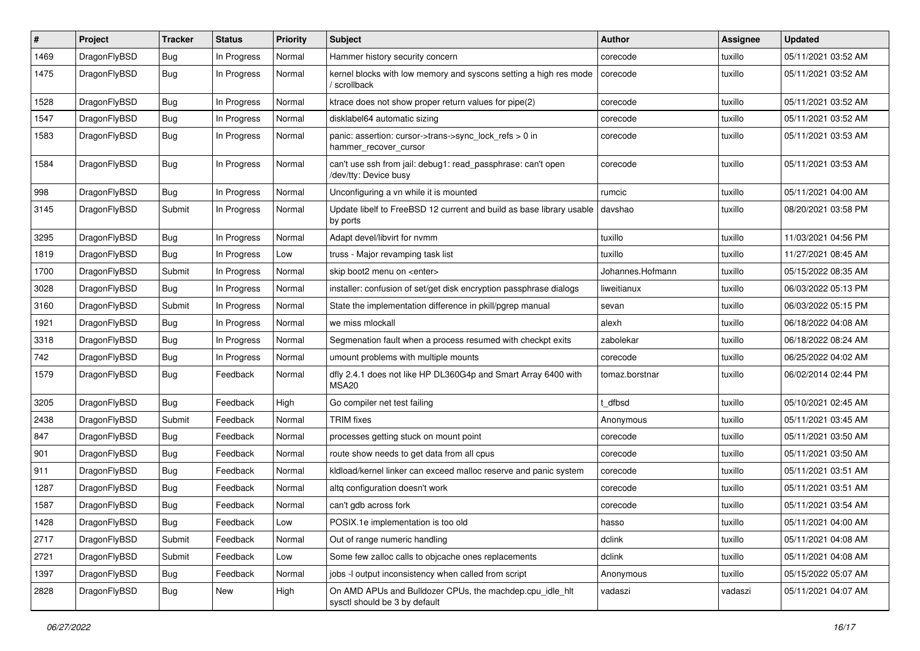| # | Project | Tracker | Status | Priority | Subject | Author | Assignee | Updated |
|---|---|---|---|---|---|---|---|---|
| 1469 | DragonFlyBSD | Bug | In Progress | Normal | Hammer history security concern | corecode | tuxillo | 05/11/2021 03:52 AM |
| 1475 | DragonFlyBSD | Bug | In Progress | Normal | kernel blocks with low memory and syscons setting a high res mode / scrollback | corecode | tuxillo | 05/11/2021 03:52 AM |
| 1528 | DragonFlyBSD | Bug | In Progress | Normal | ktrace does not show proper return values for pipe(2) | corecode | tuxillo | 05/11/2021 03:52 AM |
| 1547 | DragonFlyBSD | Bug | In Progress | Normal | disklabel64 automatic sizing | corecode | tuxillo | 05/11/2021 03:52 AM |
| 1583 | DragonFlyBSD | Bug | In Progress | Normal | panic: assertion: cursor->trans->sync_lock_refs > 0 in hammer_recover_cursor | corecode | tuxillo | 05/11/2021 03:53 AM |
| 1584 | DragonFlyBSD | Bug | In Progress | Normal | can't use ssh from jail: debug1: read_passphrase: can't open /dev/tty: Device busy | corecode | tuxillo | 05/11/2021 03:53 AM |
| 998 | DragonFlyBSD | Bug | In Progress | Normal | Unconfiguring a vn while it is mounted | rumcic | tuxillo | 05/11/2021 04:00 AM |
| 3145 | DragonFlyBSD | Submit | In Progress | Normal | Update libelf to FreeBSD 12 current and build as base library usable by ports | davshao | tuxillo | 08/20/2021 03:58 PM |
| 3295 | DragonFlyBSD | Bug | In Progress | Normal | Adapt devel/libvirt for nvmm | tuxillo | tuxillo | 11/03/2021 04:56 PM |
| 1819 | DragonFlyBSD | Bug | In Progress | Low | truss - Major revamping task list | tuxillo | tuxillo | 11/27/2021 08:45 AM |
| 1700 | DragonFlyBSD | Submit | In Progress | Normal | skip boot2 menu on <enter> | Johannes.Hofmann | tuxillo | 05/15/2022 08:35 AM |
| 3028 | DragonFlyBSD | Bug | In Progress | Normal | installer: confusion of set/get disk encryption passphrase dialogs | liweitianux | tuxillo | 06/03/2022 05:13 PM |
| 3160 | DragonFlyBSD | Submit | In Progress | Normal | State the implementation difference in pkill/pgrep manual | sevan | tuxillo | 06/03/2022 05:15 PM |
| 1921 | DragonFlyBSD | Bug | In Progress | Normal | we miss mlockall | alexh | tuxillo | 06/18/2022 04:08 AM |
| 3318 | DragonFlyBSD | Bug | In Progress | Normal | Segmenation fault when a process resumed with checkpt exits | zabolekar | tuxillo | 06/18/2022 08:24 AM |
| 742 | DragonFlyBSD | Bug | In Progress | Normal | umount problems with multiple mounts | corecode | tuxillo | 06/25/2022 04:02 AM |
| 1579 | DragonFlyBSD | Bug | Feedback | Normal | dfly 2.4.1 does not like HP DL360G4p and Smart Array 6400 with MSA20 | tomaz.borstnar | tuxillo | 06/02/2014 02:44 PM |
| 3205 | DragonFlyBSD | Bug | Feedback | High | Go compiler net test failing | t_dfbsd | tuxillo | 05/10/2021 02:45 AM |
| 2438 | DragonFlyBSD | Submit | Feedback | Normal | TRIM fixes | Anonymous | tuxillo | 05/11/2021 03:45 AM |
| 847 | DragonFlyBSD | Bug | Feedback | Normal | processes getting stuck on mount point | corecode | tuxillo | 05/11/2021 03:50 AM |
| 901 | DragonFlyBSD | Bug | Feedback | Normal | route show needs to get data from all cpus | corecode | tuxillo | 05/11/2021 03:50 AM |
| 911 | DragonFlyBSD | Bug | Feedback | Normal | kldload/kernel linker can exceed malloc reserve and panic system | corecode | tuxillo | 05/11/2021 03:51 AM |
| 1287 | DragonFlyBSD | Bug | Feedback | Normal | altq configuration doesn't work | corecode | tuxillo | 05/11/2021 03:51 AM |
| 1587 | DragonFlyBSD | Bug | Feedback | Normal | can't gdb across fork | corecode | tuxillo | 05/11/2021 03:54 AM |
| 1428 | DragonFlyBSD | Bug | Feedback | Low | POSIX.1e implementation is too old | hasso | tuxillo | 05/11/2021 04:00 AM |
| 2717 | DragonFlyBSD | Submit | Feedback | Normal | Out of range numeric handling | dclink | tuxillo | 05/11/2021 04:08 AM |
| 2721 | DragonFlyBSD | Submit | Feedback | Low | Some few zalloc calls to objcache ones replacements | dclink | tuxillo | 05/11/2021 04:08 AM |
| 1397 | DragonFlyBSD | Bug | Feedback | Normal | jobs -l output inconsistency when called from script | Anonymous | tuxillo | 05/15/2022 05:07 AM |
| 2828 | DragonFlyBSD | Bug | New | High | On AMD APUs and Bulldozer CPUs, the machdep.cpu_idle_hlt sysctl should be 3 by default | vadaszi | vadaszi | 05/11/2021 04:07 AM |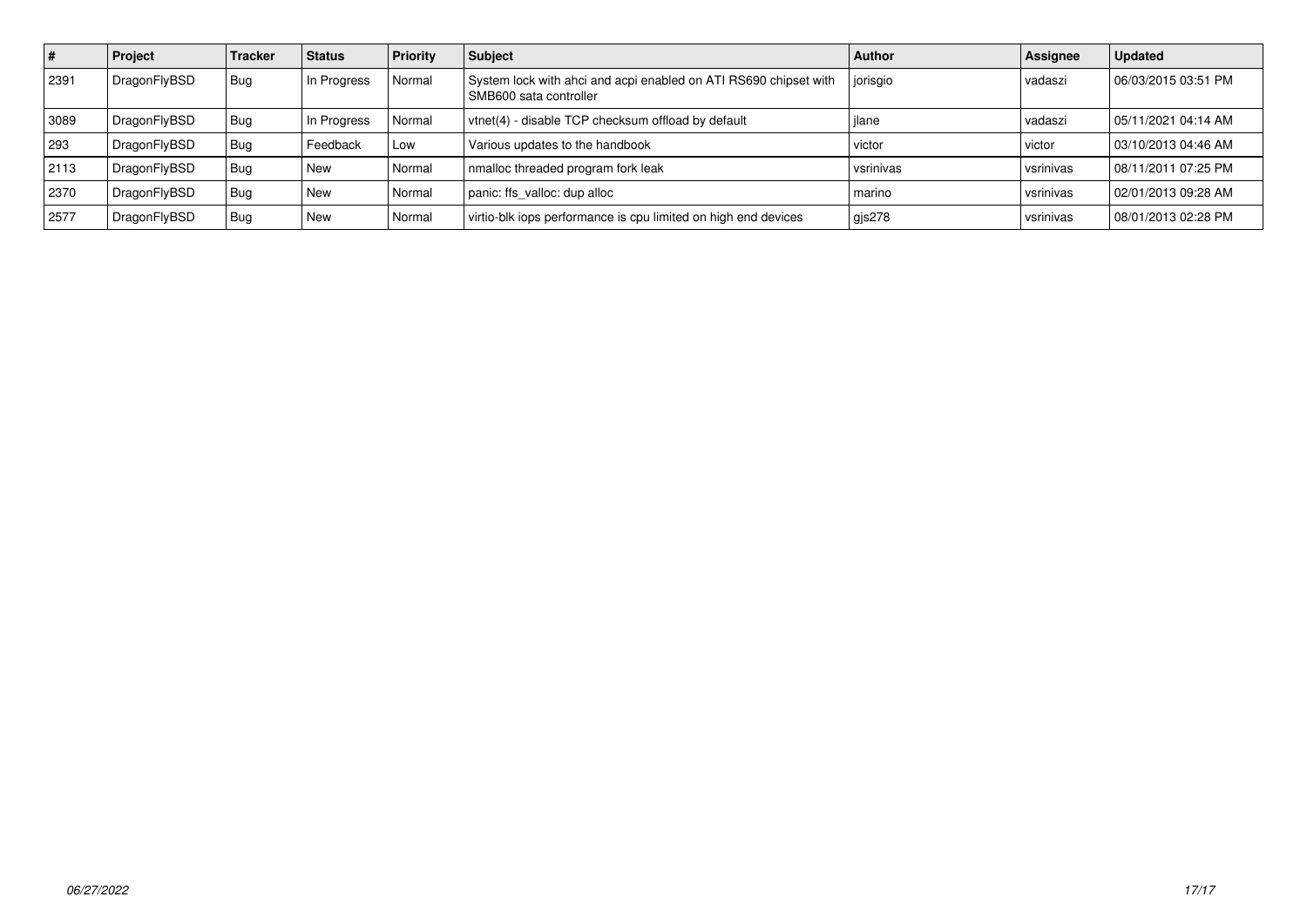| # | Project | Tracker | Status | Priority | Subject | Author | Assignee | Updated |
|---|---|---|---|---|---|---|---|---|
| 2391 | DragonFlyBSD | Bug | In Progress | Normal | System lock with ahci and acpi enabled on ATI RS690 chipset with SMB600 sata controller | jorisgio | vadaszi | 06/03/2015 03:51 PM |
| 3089 | DragonFlyBSD | Bug | In Progress | Normal | vtnet(4) - disable TCP checksum offload by default | jlane | vadaszi | 05/11/2021 04:14 AM |
| 293 | DragonFlyBSD | Bug | Feedback | Low | Various updates to the handbook | victor | victor | 03/10/2013 04:46 AM |
| 2113 | DragonFlyBSD | Bug | New | Normal | nmalloc threaded program fork leak | vsrinivas | vsrinivas | 08/11/2011 07:25 PM |
| 2370 | DragonFlyBSD | Bug | New | Normal | panic: ffs_valloc: dup alloc | marino | vsrinivas | 02/01/2013 09:28 AM |
| 2577 | DragonFlyBSD | Bug | New | Normal | virtio-blk iops performance is cpu limited on high end devices | gjs278 | vsrinivas | 08/01/2013 02:28 PM |

*06/27/2022*